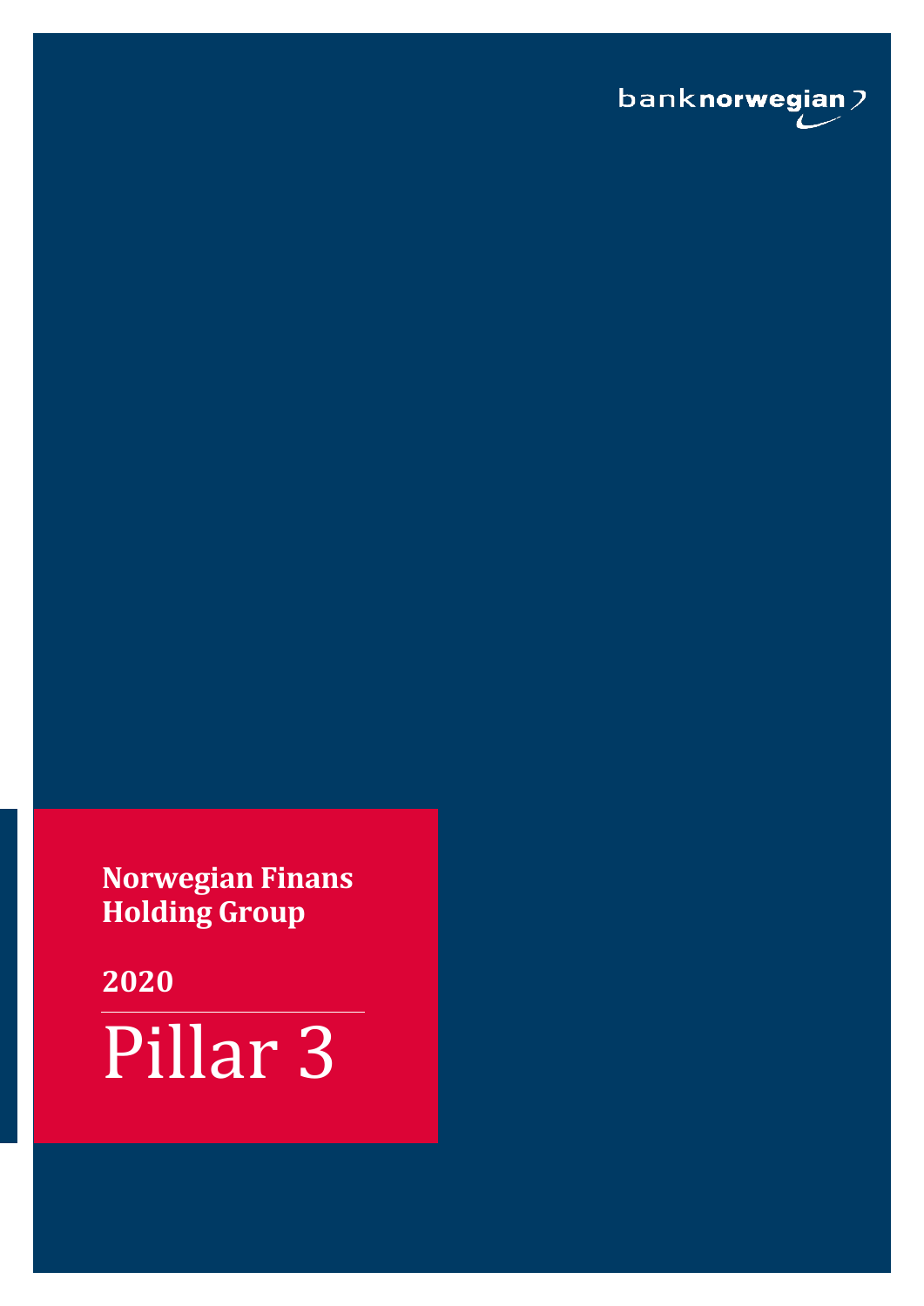banknorwegian

# Norwegian Finans Holding Group

**2020**

# Pillar 3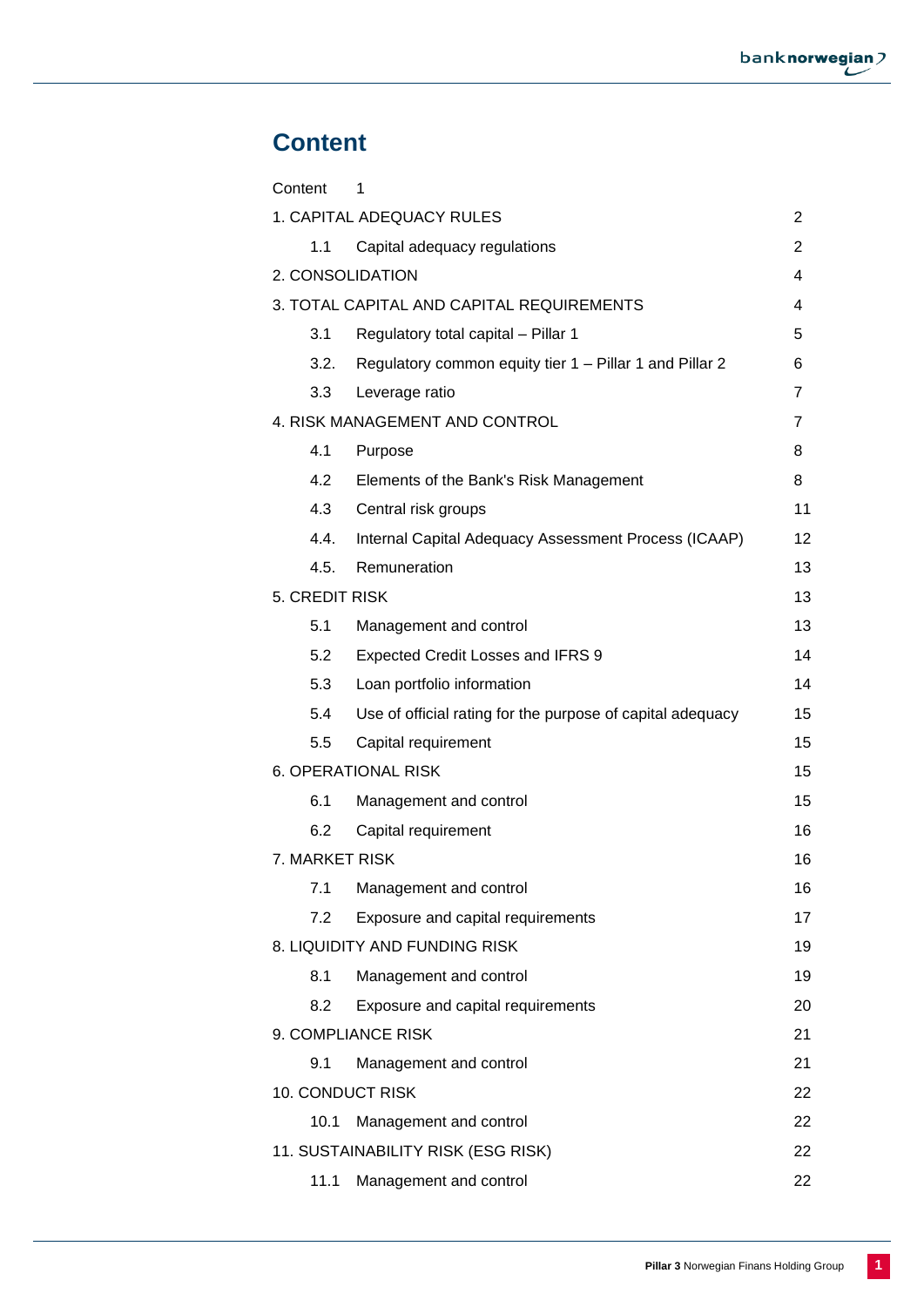# Content

| | | |
|---|---|---|
| Content 1 | | |
| 1. CAPITAL ADEQUACY RULES | | 2 |
| 1.1 | Capital adequacy regulations | 2 |
| 2. CONSOLIDATION | | 4 |
| 3. TOTAL CAPITAL AND CAPITAL REQUIREMENTS | | 4 |
| 3.1 | Regulatory total capital – Pillar 1 | 5 |
| 3.2. | Regulatory common equity tier 1 – Pillar 1 and Pillar 2 | 6 |
| 3.3 | Leverage ratio | 7 |
| 4. RISK MANAGEMENT AND CONTROL | | 7 |
| 4.1 | Purpose | 8 |
| 4.2 | Elements of the Bank's Risk Management | 8 |
| 4.3 | Central risk groups | 11 |
| 4.4. | Internal Capital Adequacy Assessment Process (ICAAP) | 12 |
| 4.5. | Remuneration | 13 |
| 5. CREDIT RISK | | 13 |
| 5.1 | Management and control | 13 |
| 5.2 | Expected Credit Losses and IFRS 9 | 14 |
| 5.3 | Loan portfolio information | 14 |
| 5.4 | Use of official rating for the purpose of capital adequacy | 15 |
| 5.5 | Capital requirement | 15 |
| 6. OPERATIONAL RISK | | 15 |
| 6.1 | Management and control | 15 |
| 6.2 | Capital requirement | 16 |
| 7. MARKET RISK | | 16 |
| 7.1 | Management and control | 16 |
| 7.2 | Exposure and capital requirements | 17 |
| 8. LIQUIDITY AND FUNDING RISK | | 19 |
| 8.1 | Management and control | 19 |
| 8.2 | Exposure and capital requirements | 20 |
| 9. COMPLIANCE RISK | | 21 |
| 9.1 | Management and control | 21 |
| 10. CONDUCT RISK | | 22 |
| 10.1 | Management and control | 22 |
| 11. SUSTAINABILITY RISK (ESG RISK) | | 22 |
| 11.1 | Management and control | 22 |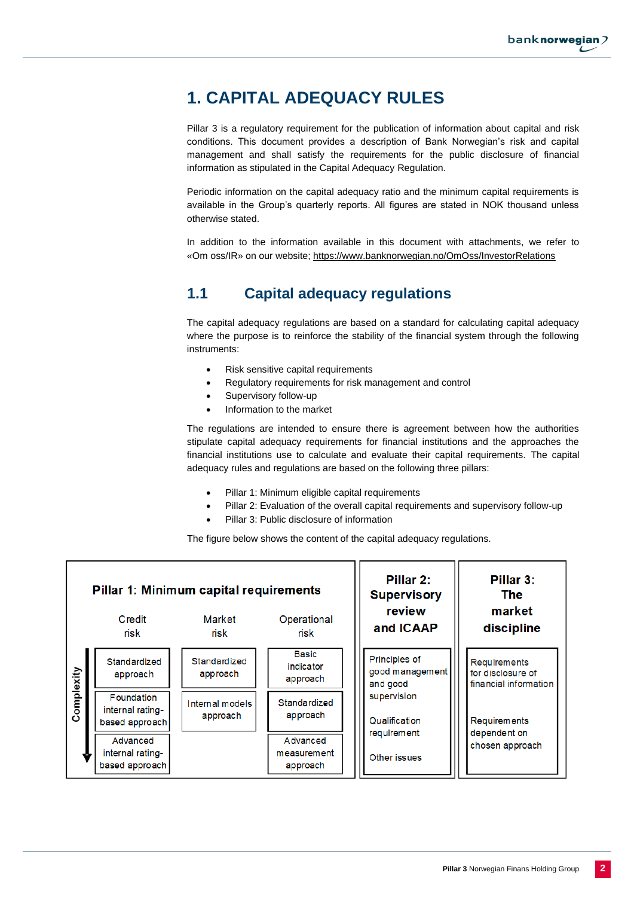# 1. CAPITAL ADEQUACY RULES

Pillar 3 is a regulatory requirement for the publication of information about capital and risk conditions. This document provides a description of Bank Norwegian's risk and capital management and shall satisfy the requirements for the public disclosure of financial information as stipulated in the Capital Adequacy Regulation.

Periodic information on the capital adequacy ratio and the minimum capital requirements is available in the Group's quarterly reports. All figures are stated in NOK thousand unless otherwise stated.

In addition to the information available in this document with attachments, we refer to «Om oss/IR» on our website; https://www.banknorwegian.no/OmOss/InvestorRelations

## 1.1 Capital adequacy regulations

The capital adequacy regulations are based on a standard for calculating capital adequacy where the purpose is to reinforce the stability of the financial system through the following instruments:

- Risk sensitive capital requirements
- Regulatory requirements for risk management and control
- Supervisory follow-up
- Information to the market

The regulations are intended to ensure there is agreement between how the authorities stipulate capital adequacy requirements for financial institutions and the approaches the financial institutions use to calculate and evaluate their capital requirements. The capital adequacy rules and regulations are based on the following three pillars:

- Pillar 1: Minimum eligible capital requirements
- Pillar 2: Evaluation of the overall capital requirements and supervisory follow-up
- Pillar 3: Public disclosure of information

The figure below shows the content of the capital adequacy regulations.

| Pillar 1: Minimum capital requirements | | | Pillar 2: Supervisory review and ICAAP | Pillar 3: The market discipline |
|---|---|---|---|---|
| Credit risk | Market risk | Operational risk | | |
| Standardized approach | Standardized approach | Basic indicator approach | Principles of good management and good supervision | Requirements for disclosure of financial information |
| Foundation internal rating-based approach | Internal models approach | Standardized approach | Qualification requirement | Requirements dependent on chosen approach |
| Advanced internal rating-based approach | | Advanced measurement approach | Other issues | |

Complexity ↓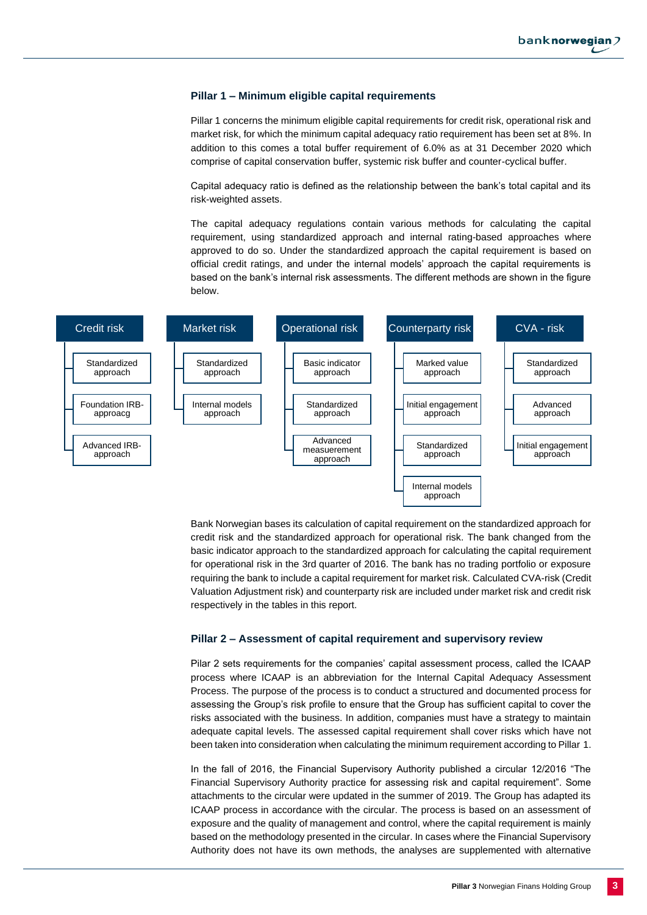### Pillar 1 – Minimum eligible capital requirements

Pillar 1 concerns the minimum eligible capital requirements for credit risk, operational risk and market risk, for which the minimum capital adequacy ratio requirement has been set at 8%. In addition to this comes a total buffer requirement of 6.0% as at 31 December 2020 which comprise of capital conservation buffer, systemic risk buffer and counter-cyclical buffer.

Capital adequacy ratio is defined as the relationship between the bank's total capital and its risk-weighted assets.

The capital adequacy regulations contain various methods for calculating the capital requirement, using standardized approach and internal rating-based approaches where approved to do so. Under the standardized approach the capital requirement is based on official credit ratings, and under the internal models' approach the capital requirements is based on the bank's internal risk assessments. The different methods are shown in the figure below.

| Credit risk | Market risk | Operational risk | Counterparty risk | CVA - risk |
|---|---|---|---|---|
| Standardized approach | Standardized approach | Basic indicator approach | Marked value approach | Standardized approach |
| Foundation IRB-approacg | Internal models approach | Standardized approach | Initial engagement approach | Advanced approach |
| Advanced IRB-approach | | Advanced measuerement approach | Standardized approach | Initial engagement approach |
| | | | Internal models approach | |

Bank Norwegian bases its calculation of capital requirement on the standardized approach for credit risk and the standardized approach for operational risk. The bank changed from the basic indicator approach to the standardized approach for calculating the capital requirement for operational risk in the 3rd quarter of 2016. The bank has no trading portfolio or exposure requiring the bank to include a capital requirement for market risk. Calculated CVA-risk (Credit Valuation Adjustment risk) and counterparty risk are included under market risk and credit risk respectively in the tables in this report.

### Pillar 2 – Assessment of capital requirement and supervisory review

Pilar 2 sets requirements for the companies' capital assessment process, called the ICAAP process where ICAAP is an abbreviation for the Internal Capital Adequacy Assessment Process. The purpose of the process is to conduct a structured and documented process for assessing the Group's risk profile to ensure that the Group has sufficient capital to cover the risks associated with the business. In addition, companies must have a strategy to maintain adequate capital levels. The assessed capital requirement shall cover risks which have not been taken into consideration when calculating the minimum requirement according to Pillar 1.

In the fall of 2016, the Financial Supervisory Authority published a circular 12/2016 "The Financial Supervisory Authority practice for assessing risk and capital requirement". Some attachments to the circular were updated in the summer of 2019. The Group has adapted its ICAAP process in accordance with the circular. The process is based on an assessment of exposure and the quality of management and control, where the capital requirement is mainly based on the methodology presented in the circular. In cases where the Financial Supervisory Authority does not have its own methods, the analyses are supplemented with alternative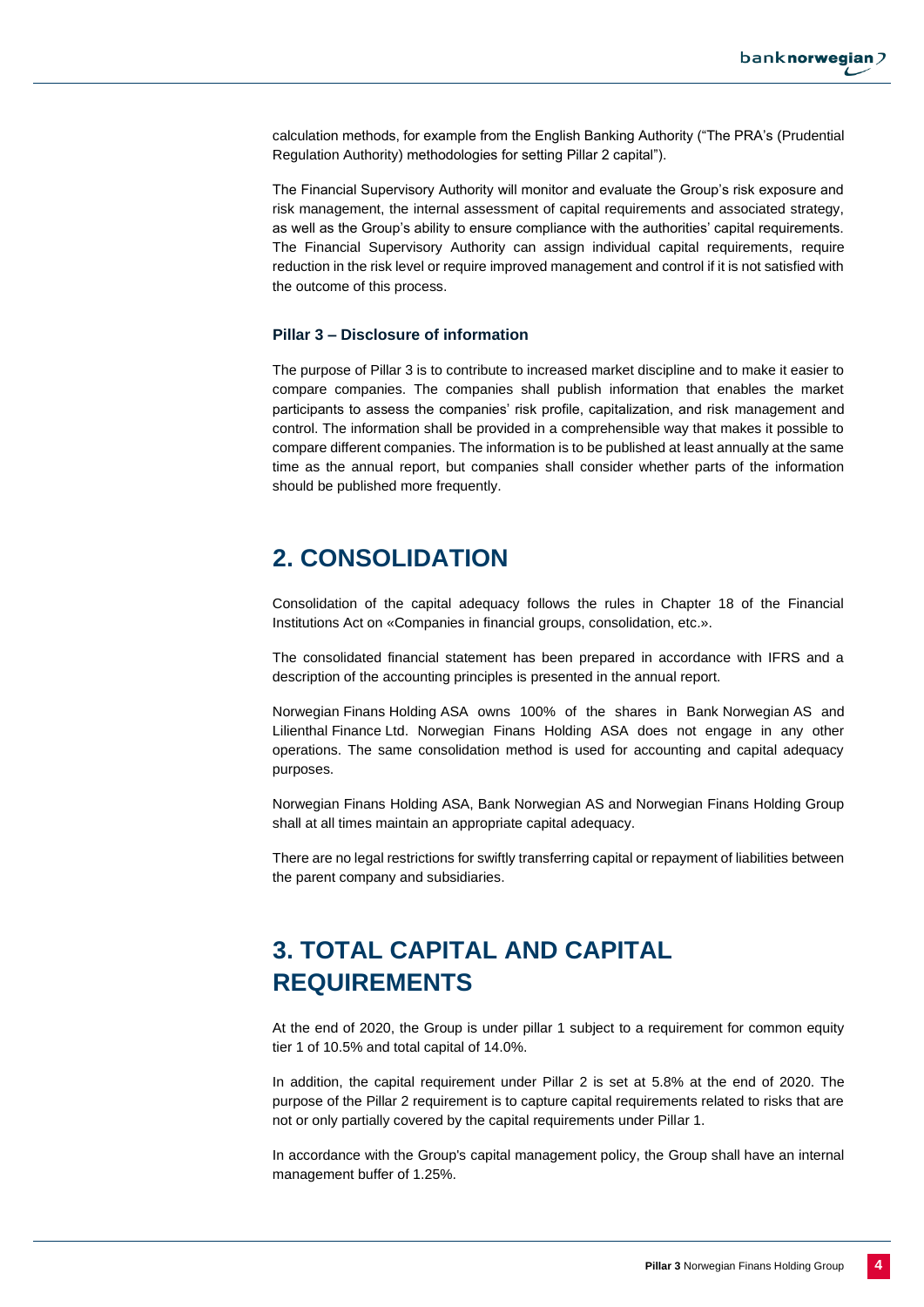calculation methods, for example from the English Banking Authority ("The PRA's (Prudential Regulation Authority) methodologies for setting Pillar 2 capital").

The Financial Supervisory Authority will monitor and evaluate the Group's risk exposure and risk management, the internal assessment of capital requirements and associated strategy, as well as the Group's ability to ensure compliance with the authorities' capital requirements. The Financial Supervisory Authority can assign individual capital requirements, require reduction in the risk level or require improved management and control if it is not satisfied with the outcome of this process.

### Pillar 3 – Disclosure of information

The purpose of Pillar 3 is to contribute to increased market discipline and to make it easier to compare companies. The companies shall publish information that enables the market participants to assess the companies' risk profile, capitalization, and risk management and control. The information shall be provided in a comprehensible way that makes it possible to compare different companies. The information is to be published at least annually at the same time as the annual report, but companies shall consider whether parts of the information should be published more frequently.

## 2. CONSOLIDATION

Consolidation of the capital adequacy follows the rules in Chapter 18 of the Financial Institutions Act on «Companies in financial groups, consolidation, etc.».

The consolidated financial statement has been prepared in accordance with IFRS and a description of the accounting principles is presented in the annual report.

Norwegian Finans Holding ASA owns 100% of the shares in Bank Norwegian AS and Lilienthal Finance Ltd. Norwegian Finans Holding ASA does not engage in any other operations. The same consolidation method is used for accounting and capital adequacy purposes.

Norwegian Finans Holding ASA, Bank Norwegian AS and Norwegian Finans Holding Group shall at all times maintain an appropriate capital adequacy.

There are no legal restrictions for swiftly transferring capital or repayment of liabilities between the parent company and subsidiaries.

## 3. TOTAL CAPITAL AND CAPITAL REQUIREMENTS

At the end of 2020, the Group is under pillar 1 subject to a requirement for common equity tier 1 of 10.5% and total capital of 14.0%.

In addition, the capital requirement under Pillar 2 is set at 5.8% at the end of 2020. The purpose of the Pillar 2 requirement is to capture capital requirements related to risks that are not or only partially covered by the capital requirements under Pillar 1.

In accordance with the Group's capital management policy, the Group shall have an internal management buffer of 1.25%.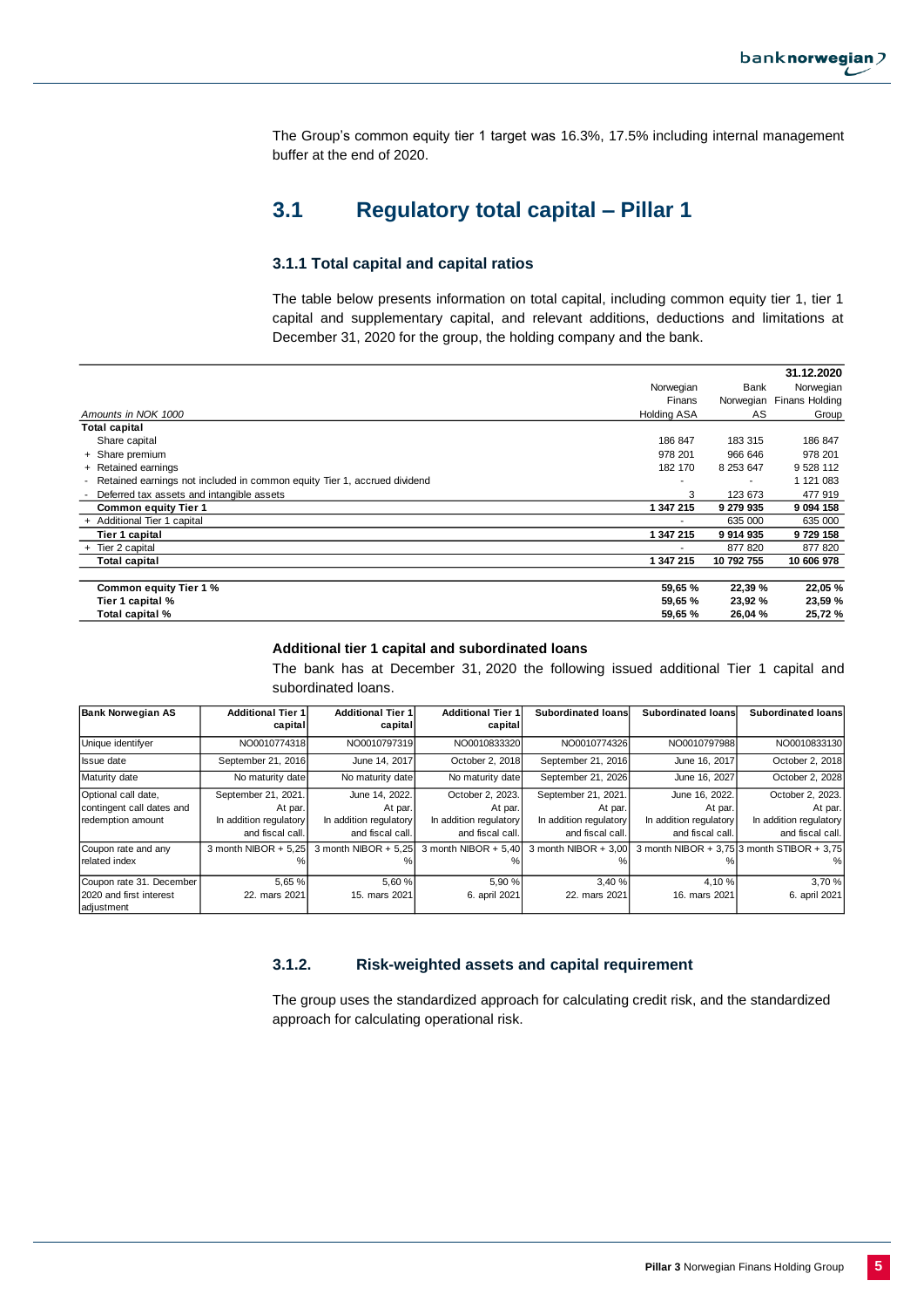The Group's common equity tier 1 target was 16.3%, 17.5% including internal management buffer at the end of 2020.

## 3.1 Regulatory total capital – Pillar 1

### 3.1.1 Total capital and capital ratios

The table below presents information on total capital, including common equity tier 1, tier 1 capital and supplementary capital, and relevant additions, deductions and limitations at December 31, 2020 for the group, the holding company and the bank.

| *Amounts in NOK 1000* | Norwegian Finans Holding ASA | Bank Norwegian AS | 31.12.2020 Norwegian Finans Holding Group |
|---|---|---|---|
| **Total capital** | | | |
| Share capital | 186 847 | 183 315 | 186 847 |
| + Share premium | 978 201 | 966 646 | 978 201 |
| + Retained earnings | 182 170 | 8 253 647 | 9 528 112 |
| - Retained earnings not included in common equity Tier 1, accrued dividend | - | - | 1 121 083 |
| - Deferred tax assets and intangible assets | 3 | 123 673 | 477 919 |
| **Common equity Tier 1** | **1 347 215** | **9 279 935** | **9 094 158** |
| + Additional Tier 1 capital | - | 635 000 | 635 000 |
| **Tier 1 capital** | **1 347 215** | **9 914 935** | **9 729 158** |
| + Tier 2 capital | - | 877 820 | 877 820 |
| **Total capital** | **1 347 215** | **10 792 755** | **10 606 978** |
| | | | |
| **Common equity Tier 1 %** | **59,65 %** | **22,39 %** | **22,05 %** |
| **Tier 1 capital %** | **59,65 %** | **23,92 %** | **23,59 %** |
| **Total capital %** | **59,65 %** | **26,04 %** | **25,72 %** |

#### Additional tier 1 capital and subordinated loans

The bank has at December 31, 2020 the following issued additional Tier 1 capital and subordinated loans.

| Bank Norwegian AS | Additional Tier 1 capital | Additional Tier 1 capital | Additional Tier 1 capital | Subordinated loans | Subordinated loans | Subordinated loans |
|---|---|---|---|---|---|---|
| Unique identifyer | NO0010774318 | NO0010797319 | NO0010833320 | NO0010774326 | NO0010797988 | NO0010833130 |
| Issue date | September 21, 2016 | June 14, 2017 | October 2, 2018 | September 21, 2016 | June 16, 2017 | October 2, 2018 |
| Maturity date | No maturity date | No maturity date | No maturity date | September 21, 2026 | June 16, 2027 | October 2, 2028 |
| Optional call date, contingent call dates and redemption amount | September 21, 2021. At par. In addition regulatory and fiscal call. | June 14, 2022. At par. In addition regulatory and fiscal call. | October 2, 2023. At par. In addition regulatory and fiscal call. | September 21, 2021. At par. In addition regulatory and fiscal call. | June 16, 2022. At par. In addition regulatory and fiscal call. | October 2, 2023. At par. In addition regulatory and fiscal call. |
| Coupon rate and any related index | 3 month NIBOR + 5,25 % | 3 month NIBOR + 5,25 % | 3 month NIBOR + 5,40 % | 3 month NIBOR + 3,00 % | 3 month NIBOR + 3,75 % | 3 month STIBOR + 3,75 % |
| Coupon rate 31. December 2020 and first interest adjustment | 5,65 % 22. mars 2021 | 5,60 % 15. mars 2021 | 5,90 % 6. april 2021 | 3,40 % 22. mars 2021 | 4,10 % 16. mars 2021 | 3,70 % 6. april 2021 |

### 3.1.2. Risk-weighted assets and capital requirement

The group uses the standardized approach for calculating credit risk, and the standardized approach for calculating operational risk.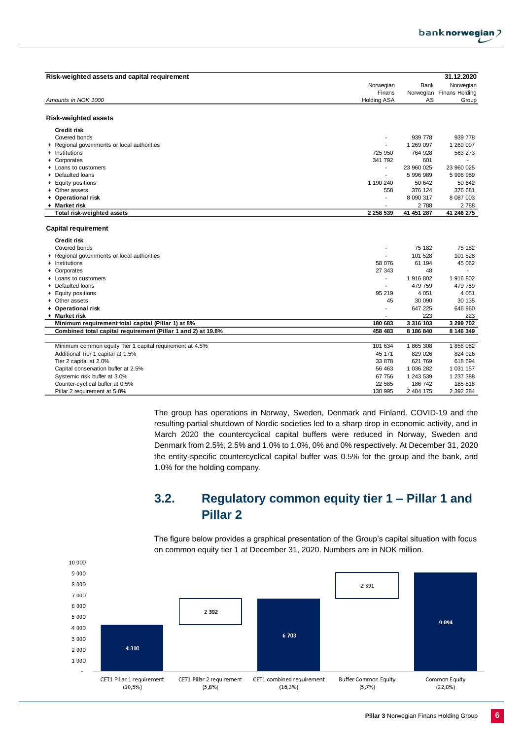| Risk-weighted assets and capital requirement | | | 31.12.2020 |
|---|---|---|---|
| *Amounts in NOK 1000* | Norwegian Finans Holding ASA | Bank Norwegian AS | Norwegian Finans Holding Group |
| **Risk-weighted assets** | | | |
| **Credit risk** | | | |
| Covered bonds | - | 939 778 | 939 778 |
| + Regional governments or local authorities | - | 1 269 097 | 1 269 097 |
| + Institutions | 725 950 | 764 928 | 563 273 |
| + Corporates | 341 792 | 601 | - |
| + Loans to customers | - | 23 960 025 | 23 960 025 |
| + Defaulted loans | - | 5 996 989 | 5 996 989 |
| + Equity positions | 1 190 240 | 50 642 | 50 642 |
| + Other assets | 558 | 376 124 | 376 681 |
| **+ Operational risk** | - | 8 090 317 | 8 087 003 |
| **+ Market risk** | - | 2 788 | 2 788 |
| **Total risk-weighted assets** | **2 258 539** | **41 451 287** | **41 246 275** |
| **Capital requirement** | | | |
| **Credit risk** | | | |
| Covered bonds | - | 75 182 | 75 182 |
| + Regional governments or local authorities | - | 101 528 | 101 528 |
| + Institutions | 58 076 | 61 194 | 45 062 |
| + Corporates | 27 343 | 48 | - |
| + Loans to customers | - | 1 916 802 | 1 916 802 |
| + Defaulted loans | - | 479 759 | 479 759 |
| + Equity positions | 95 219 | 4 051 | 4 051 |
| + Other assets | 45 | 30 090 | 30 135 |
| **+ Operational risk** | - | 647 225 | 646 960 |
| **+ Market risk** | - | 223 | 223 |
| **Minimum requirement total capital (Pillar 1) at 8%** | **180 683** | **3 316 103** | **3 299 702** |
| **Combined total capital requirement (Pillar 1 and 2) at 19.8%** | **458 483** | **8 186 840** | **8 146 349** |
| Minimum common equity Tier 1 capital requirement at 4.5% | 101 634 | 1 865 308 | 1 856 082 |
| Additional Tier 1 capital at 1.5% | 45 171 | 829 026 | 824 926 |
| Tier 2 capital at 2.0% | 33 878 | 621 769 | 618 694 |
| Capital conservation buffer at 2.5% | 56 463 | 1 036 282 | 1 031 157 |
| Systemic risk buffer at 3.0% | 67 756 | 1 243 539 | 1 237 388 |
| Counter-cyclical buffer at 0.5% | 22 585 | 186 742 | 185 818 |
| Pillar 2 requirement at 5.8% | 130 995 | 2 404 175 | 2 392 284 |

The group has operations in Norway, Sweden, Denmark and Finland. COVID-19 and the resulting partial shutdown of Nordic societies led to a sharp drop in economic activity, and in March 2020 the countercyclical capital buffers were reduced in Norway, Sweden and Denmark from 2.5%, 2.5% and 1.0% to 1.0%, 0% and 0% respectively. At December 31, 2020 the entity-specific countercyclical capital buffer was 0.5% for the group and the bank, and 1.0% for the holding company.

## 3.2. Regulatory common equity tier 1 – Pillar 1 and Pillar 2

The figure below provides a graphical presentation of the Group's capital situation with focus on common equity tier 1 at December 31, 2020. Numbers are in NOK million.

| | CET1 Pillar 1 requirement (10,5%) | CET1 Pillar 2 requirement (5,8%) | CET1 combined requirement (16,3%) | Buffer Common Equity (5,7%) | Common Equity (22,0%) |
|---|---|---|---|---|---|
| NOK million | 4 310 | 2 392 | 6 703 | 2 391 | 9 094 |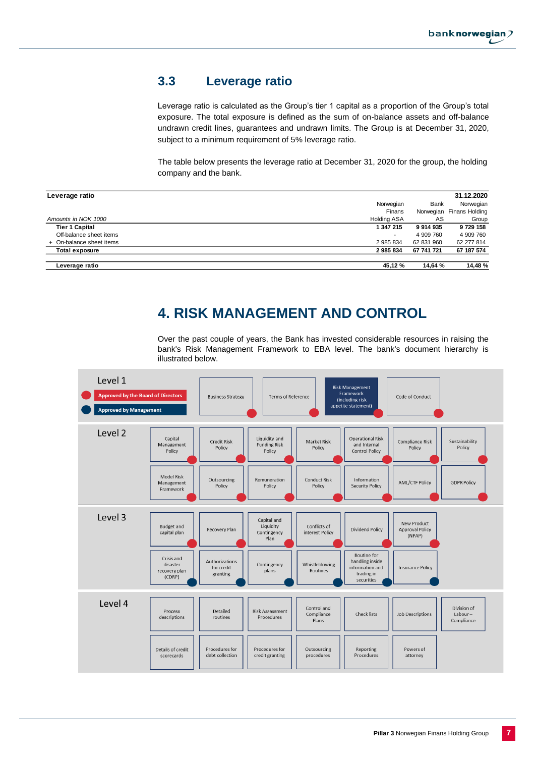## 3.3 Leverage ratio

Leverage ratio is calculated as the Group's tier 1 capital as a proportion of the Group's total exposure. The total exposure is defined as the sum of on-balance assets and off-balance undrawn credit lines, guarantees and undrawn limits. The Group is at December 31, 2020, subject to a minimum requirement of 5% leverage ratio.

The table below presents the leverage ratio at December 31, 2020 for the group, the holding company and the bank.

| Leverage ratio | | | 31.12.2020 |
|---|---|---|---|
| *Amounts in NOK 1000* | Norwegian Finans Holding ASA | Bank Norwegian AS | Norwegian Finans Holding Group |
| **Tier 1 Capital** | **1 347 215** | **9 914 935** | **9 729 158** |
| Off-balance sheet items | - | 4 909 760 | 4 909 760 |
| + On-balance sheet items | 2 985 834 | 62 831 960 | 62 277 814 |
| **Total exposure** | **2 985 834** | **67 741 721** | **67 187 574** |
| | | | |
| **Leverage ratio** | **45,12 %** | **14,64 %** | **14,48 %** |

# 4. RISK MANAGEMENT AND CONTROL

Over the past couple of years, the Bank has invested considerable resources in raising the bank's Risk Management Framework to EBA level. The bank's document hierarchy is illustrated below.

Legend: Red = Approved by the Board of Directors; Blue = Approved by Management

| Level | Documents |
|---|---|
| Level 1 | Business Strategy (Board); Terms of Reference (Board); Risk Management Framework (including risk appetite statement) (Board); Code of Conduct (Board) |
| Level 2 | Capital Management Policy (Board); Credit Risk Policy (Board); Liquidity and Funding Risk Policy (Board); Market Risk Policy (Board); Operational Risk and Internal Control Policy (Board); Compliance Risk Policy (Board); Sustainability Policy (Board); Model Risk Management Framework (Board); Outsourcing Policy (Board); Remuneration Policy (Board); Conduct Risk Policy (Board); Information Security Policy (Board); AML/CTF Policy (Board); GDPR Policy (Board) |
| Level 3 | Budget and capital plan (Board); Recovery Plan (Board); Capital and Liquidity Contingency Plan (Board); Conflicts of interest Policy (Board); Dividend Policy (Board); New Product Approval Policy (NPAP) (Board); Crisis and disaster recovery plan (CDRP) (Management); Authorizations for credit granting (Management); Contingency plans (Management); Whistleblowing Routines (Management); Routine for handling inside information and trading in securities (Management); Insurance Policy (Management) |
| Level 4 | Process descriptions; Detailed routines; Risk Assessment Procedures; Control and Compliance Plans; Check lists; Job Descriptions; Division of Labour – Compliance; Details of credit scorecards; Procedures for debt collection; Procedures for credit granting; Outsourcing procedures; Reporting Procedures; Powers of attorney |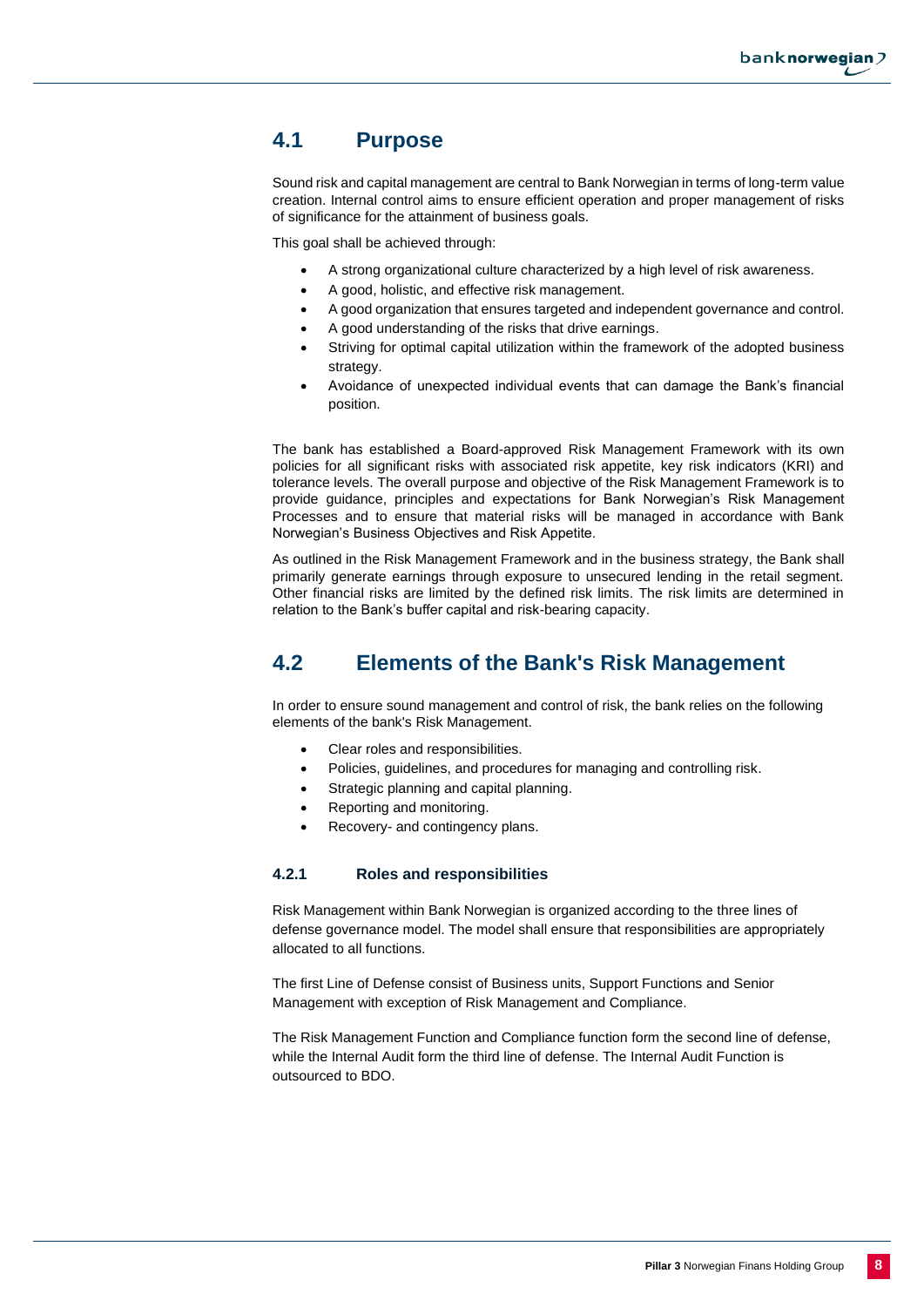## 4.1 Purpose

Sound risk and capital management are central to Bank Norwegian in terms of long-term value creation. Internal control aims to ensure efficient operation and proper management of risks of significance for the attainment of business goals.

This goal shall be achieved through:

- A strong organizational culture characterized by a high level of risk awareness.
- A good, holistic, and effective risk management.
- A good organization that ensures targeted and independent governance and control.
- A good understanding of the risks that drive earnings.
- Striving for optimal capital utilization within the framework of the adopted business strategy.
- Avoidance of unexpected individual events that can damage the Bank's financial position.

The bank has established a Board-approved Risk Management Framework with its own policies for all significant risks with associated risk appetite, key risk indicators (KRI) and tolerance levels. The overall purpose and objective of the Risk Management Framework is to provide guidance, principles and expectations for Bank Norwegian's Risk Management Processes and to ensure that material risks will be managed in accordance with Bank Norwegian's Business Objectives and Risk Appetite.

As outlined in the Risk Management Framework and in the business strategy, the Bank shall primarily generate earnings through exposure to unsecured lending in the retail segment. Other financial risks are limited by the defined risk limits. The risk limits are determined in relation to the Bank's buffer capital and risk-bearing capacity.

## 4.2 Elements of the Bank's Risk Management

In order to ensure sound management and control of risk, the bank relies on the following elements of the bank's Risk Management.

- Clear roles and responsibilities.
- Policies, guidelines, and procedures for managing and controlling risk.
- Strategic planning and capital planning.
- Reporting and monitoring.
- Recovery- and contingency plans.

### 4.2.1 Roles and responsibilities

Risk Management within Bank Norwegian is organized according to the three lines of defense governance model. The model shall ensure that responsibilities are appropriately allocated to all functions.

The first Line of Defense consist of Business units, Support Functions and Senior Management with exception of Risk Management and Compliance.

The Risk Management Function and Compliance function form the second line of defense, while the Internal Audit form the third line of defense. The Internal Audit Function is outsourced to BDO.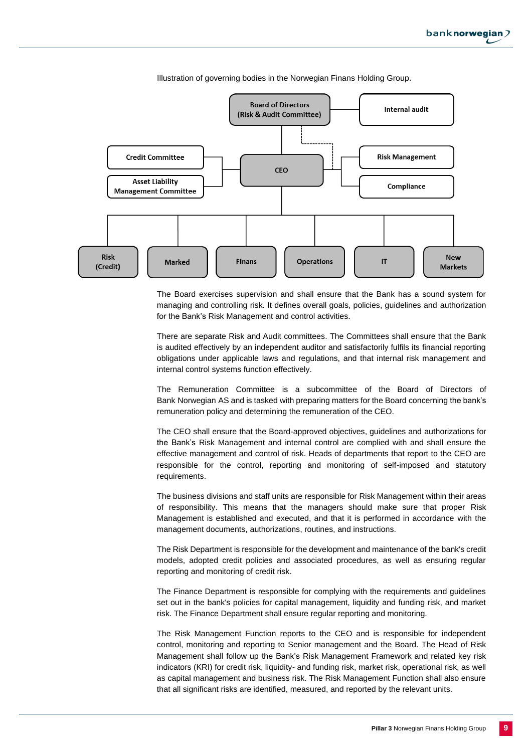Illustration of governing bodies in the Norwegian Finans Holding Group.

The Board exercises supervision and shall ensure that the Bank has a sound system for managing and controlling risk. It defines overall goals, policies, guidelines and authorization for the Bank's Risk Management and control activities.

There are separate Risk and Audit committees. The Committees shall ensure that the Bank is audited effectively by an independent auditor and satisfactorily fulfils its financial reporting obligations under applicable laws and regulations, and that internal risk management and internal control systems function effectively.

The Remuneration Committee is a subcommittee of the Board of Directors of Bank Norwegian AS and is tasked with preparing matters for the Board concerning the bank's remuneration policy and determining the remuneration of the CEO.

The CEO shall ensure that the Board-approved objectives, guidelines and authorizations for the Bank's Risk Management and internal control are complied with and shall ensure the effective management and control of risk. Heads of departments that report to the CEO are responsible for the control, reporting and monitoring of self-imposed and statutory requirements.

The business divisions and staff units are responsible for Risk Management within their areas of responsibility. This means that the managers should make sure that proper Risk Management is established and executed, and that it is performed in accordance with the management documents, authorizations, routines, and instructions.

The Risk Department is responsible for the development and maintenance of the bank's credit models, adopted credit policies and associated procedures, as well as ensuring regular reporting and monitoring of credit risk.

The Finance Department is responsible for complying with the requirements and guidelines set out in the bank's policies for capital management, liquidity and funding risk, and market risk. The Finance Department shall ensure regular reporting and monitoring.

The Risk Management Function reports to the CEO and is responsible for independent control, monitoring and reporting to Senior management and the Board. The Head of Risk Management shall follow up the Bank's Risk Management Framework and related key risk indicators (KRI) for credit risk, liquidity- and funding risk, market risk, operational risk, as well as capital management and business risk. The Risk Management Function shall also ensure that all significant risks are identified, measured, and reported by the relevant units.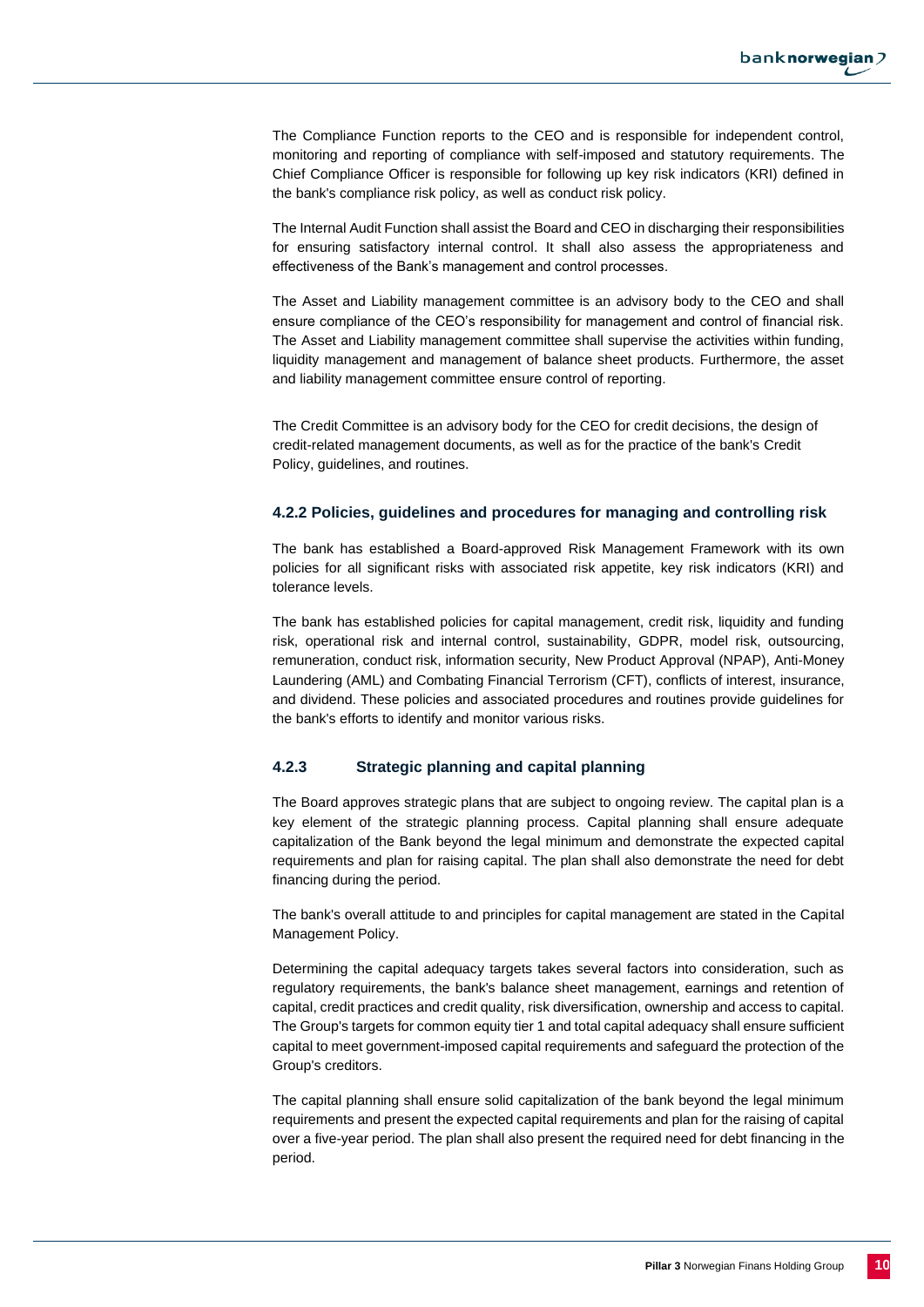The Compliance Function reports to the CEO and is responsible for independent control, monitoring and reporting of compliance with self-imposed and statutory requirements. The Chief Compliance Officer is responsible for following up key risk indicators (KRI) defined in the bank's compliance risk policy, as well as conduct risk policy.

The Internal Audit Function shall assist the Board and CEO in discharging their responsibilities for ensuring satisfactory internal control. It shall also assess the appropriateness and effectiveness of the Bank's management and control processes.

The Asset and Liability management committee is an advisory body to the CEO and shall ensure compliance of the CEO's responsibility for management and control of financial risk. The Asset and Liability management committee shall supervise the activities within funding, liquidity management and management of balance sheet products. Furthermore, the asset and liability management committee ensure control of reporting.

The Credit Committee is an advisory body for the CEO for credit decisions, the design of credit-related management documents, as well as for the practice of the bank's Credit Policy, guidelines, and routines.

### 4.2.2 Policies, guidelines and procedures for managing and controlling risk

The bank has established a Board-approved Risk Management Framework with its own policies for all significant risks with associated risk appetite, key risk indicators (KRI) and tolerance levels.

The bank has established policies for capital management, credit risk, liquidity and funding risk, operational risk and internal control, sustainability, GDPR, model risk, outsourcing, remuneration, conduct risk, information security, New Product Approval (NPAP), Anti-Money Laundering (AML) and Combating Financial Terrorism (CFT), conflicts of interest, insurance, and dividend. These policies and associated procedures and routines provide guidelines for the bank's efforts to identify and monitor various risks.

### 4.2.3 Strategic planning and capital planning

The Board approves strategic plans that are subject to ongoing review. The capital plan is a key element of the strategic planning process. Capital planning shall ensure adequate capitalization of the Bank beyond the legal minimum and demonstrate the expected capital requirements and plan for raising capital. The plan shall also demonstrate the need for debt financing during the period.

The bank's overall attitude to and principles for capital management are stated in the Capital Management Policy.

Determining the capital adequacy targets takes several factors into consideration, such as regulatory requirements, the bank's balance sheet management, earnings and retention of capital, credit practices and credit quality, risk diversification, ownership and access to capital. The Group's targets for common equity tier 1 and total capital adequacy shall ensure sufficient capital to meet government-imposed capital requirements and safeguard the protection of the Group's creditors.

The capital planning shall ensure solid capitalization of the bank beyond the legal minimum requirements and present the expected capital requirements and plan for the raising of capital over a five-year period. The plan shall also present the required need for debt financing in the period.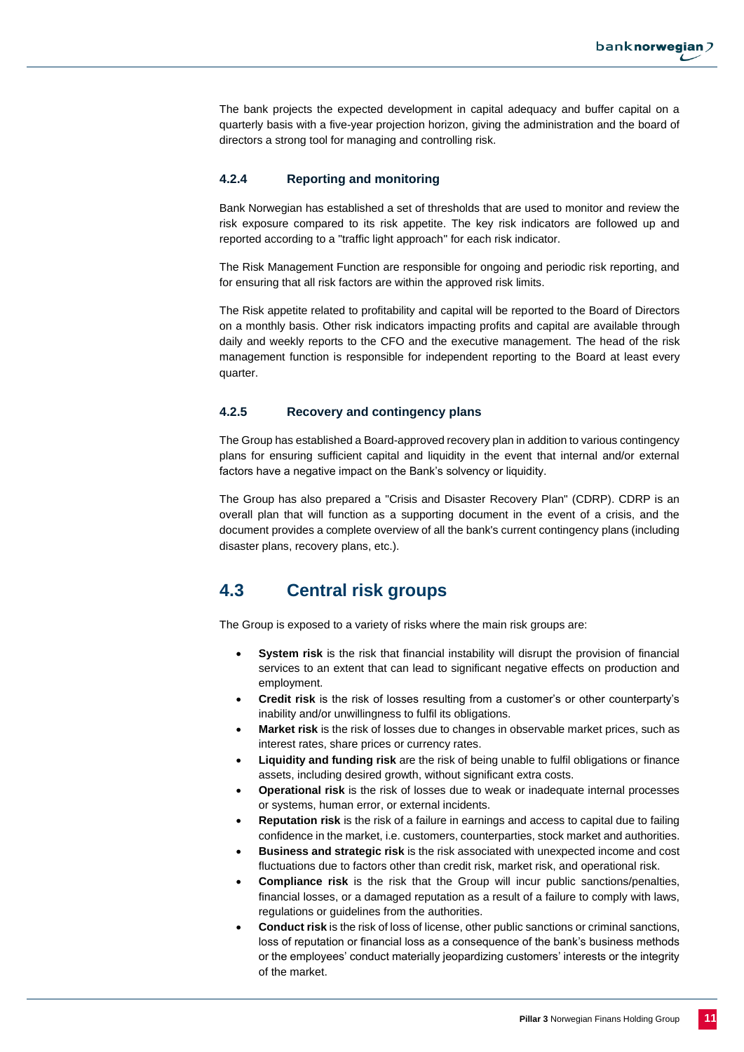The bank projects the expected development in capital adequacy and buffer capital on a quarterly basis with a five-year projection horizon, giving the administration and the board of directors a strong tool for managing and controlling risk.

### 4.2.4 Reporting and monitoring

Bank Norwegian has established a set of thresholds that are used to monitor and review the risk exposure compared to its risk appetite. The key risk indicators are followed up and reported according to a "traffic light approach" for each risk indicator.

The Risk Management Function are responsible for ongoing and periodic risk reporting, and for ensuring that all risk factors are within the approved risk limits.

The Risk appetite related to profitability and capital will be reported to the Board of Directors on a monthly basis. Other risk indicators impacting profits and capital are available through daily and weekly reports to the CFO and the executive management. The head of the risk management function is responsible for independent reporting to the Board at least every quarter.

### 4.2.5 Recovery and contingency plans

The Group has established a Board-approved recovery plan in addition to various contingency plans for ensuring sufficient capital and liquidity in the event that internal and/or external factors have a negative impact on the Bank's solvency or liquidity.

The Group has also prepared a "Crisis and Disaster Recovery Plan" (CDRP). CDRP is an overall plan that will function as a supporting document in the event of a crisis, and the document provides a complete overview of all the bank's current contingency plans (including disaster plans, recovery plans, etc.).

## 4.3 Central risk groups

The Group is exposed to a variety of risks where the main risk groups are:

- **System risk** is the risk that financial instability will disrupt the provision of financial services to an extent that can lead to significant negative effects on production and employment.
- **Credit risk** is the risk of losses resulting from a customer's or other counterparty's inability and/or unwillingness to fulfil its obligations.
- **Market risk** is the risk of losses due to changes in observable market prices, such as interest rates, share prices or currency rates.
- **Liquidity and funding risk** are the risk of being unable to fulfil obligations or finance assets, including desired growth, without significant extra costs.
- **Operational risk** is the risk of losses due to weak or inadequate internal processes or systems, human error, or external incidents.
- **Reputation risk** is the risk of a failure in earnings and access to capital due to failing confidence in the market, i.e. customers, counterparties, stock market and authorities.
- **Business and strategic risk** is the risk associated with unexpected income and cost fluctuations due to factors other than credit risk, market risk, and operational risk.
- **Compliance risk** is the risk that the Group will incur public sanctions/penalties, financial losses, or a damaged reputation as a result of a failure to comply with laws, regulations or guidelines from the authorities.
- **Conduct risk** is the risk of loss of license, other public sanctions or criminal sanctions, loss of reputation or financial loss as a consequence of the bank's business methods or the employees' conduct materially jeopardizing customers' interests or the integrity of the market.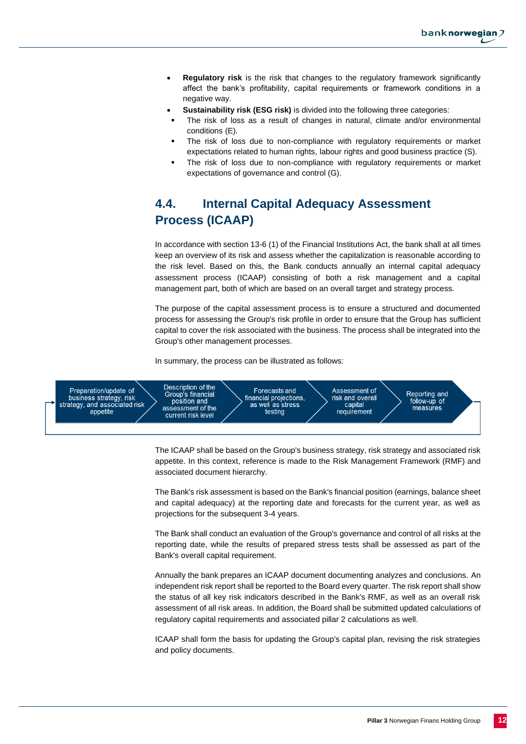- **Regulatory risk** is the risk that changes to the regulatory framework significantly affect the bank's profitability, capital requirements or framework conditions in a negative way.
- **Sustainability risk (ESG risk)** is divided into the following three categories:
  - The risk of loss as a result of changes in natural, climate and/or environmental conditions (E).
  - The risk of loss due to non-compliance with regulatory requirements or market expectations related to human rights, labour rights and good business practice (S).
  - The risk of loss due to non-compliance with regulatory requirements or market expectations of governance and control (G).

## 4.4. Internal Capital Adequacy Assessment Process (ICAAP)

In accordance with section 13-6 (1) of the Financial Institutions Act, the bank shall at all times keep an overview of its risk and assess whether the capitalization is reasonable according to the risk level. Based on this, the Bank conducts annually an internal capital adequacy assessment process (ICAAP) consisting of both a risk management and a capital management part, both of which are based on an overall target and strategy process.

The purpose of the capital assessment process is to ensure a structured and documented process for assessing the Group's risk profile in order to ensure that the Group has sufficient capital to cover the risk associated with the business. The process shall be integrated into the Group's other management processes.

In summary, the process can be illustrated as follows:

Preparation/update of business strategy, risk strategy, and associated risk appetite → Description of the Group's financial position and assessment of the current risk level → Forecasts and financial projections, as well as stress testing → Assessment of risk and overall capital requirement → Reporting and follow-up of measures

The ICAAP shall be based on the Group's business strategy, risk strategy and associated risk appetite. In this context, reference is made to the Risk Management Framework (RMF) and associated document hierarchy.

The Bank's risk assessment is based on the Bank's financial position (earnings, balance sheet and capital adequacy) at the reporting date and forecasts for the current year, as well as projections for the subsequent 3-4 years.

The Bank shall conduct an evaluation of the Group's governance and control of all risks at the reporting date, while the results of prepared stress tests shall be assessed as part of the Bank's overall capital requirement.

Annually the bank prepares an ICAAP document documenting analyzes and conclusions. An independent risk report shall be reported to the Board every quarter. The risk report shall show the status of all key risk indicators described in the Bank's RMF, as well as an overall risk assessment of all risk areas. In addition, the Board shall be submitted updated calculations of regulatory capital requirements and associated pillar 2 calculations as well.

ICAAP shall form the basis for updating the Group's capital plan, revising the risk strategies and policy documents.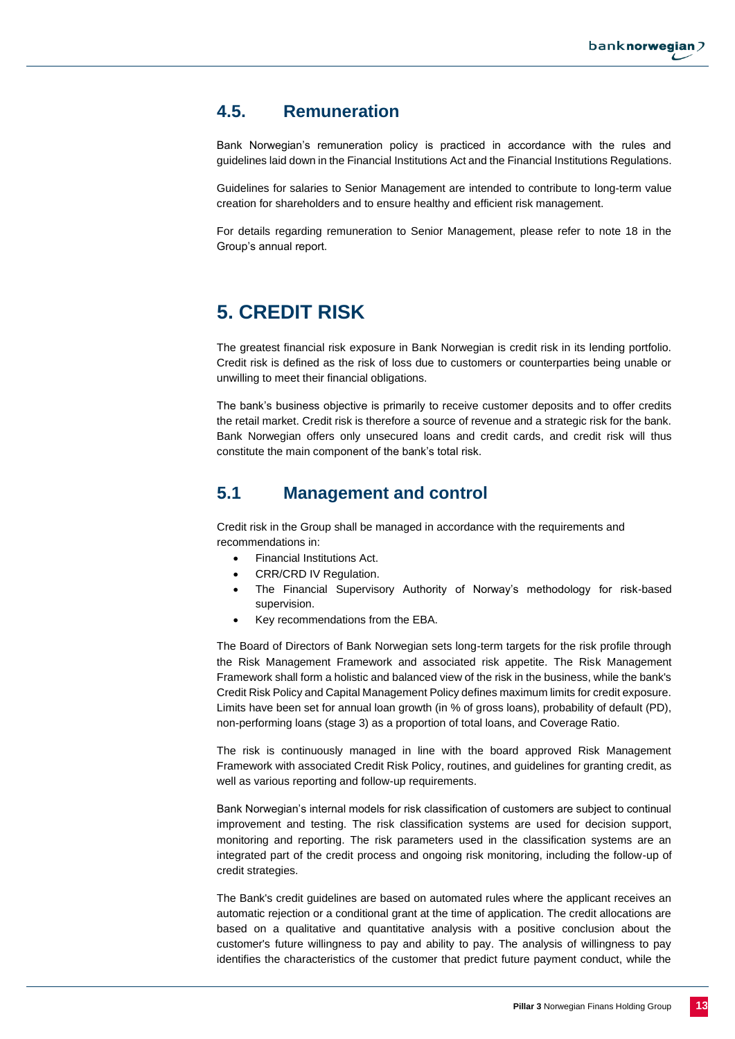## 4.5. Remuneration

Bank Norwegian's remuneration policy is practiced in accordance with the rules and guidelines laid down in the Financial Institutions Act and the Financial Institutions Regulations.

Guidelines for salaries to Senior Management are intended to contribute to long-term value creation for shareholders and to ensure healthy and efficient risk management.

For details regarding remuneration to Senior Management, please refer to note 18 in the Group's annual report.

# 5. CREDIT RISK

The greatest financial risk exposure in Bank Norwegian is credit risk in its lending portfolio. Credit risk is defined as the risk of loss due to customers or counterparties being unable or unwilling to meet their financial obligations.

The bank's business objective is primarily to receive customer deposits and to offer credits the retail market. Credit risk is therefore a source of revenue and a strategic risk for the bank. Bank Norwegian offers only unsecured loans and credit cards, and credit risk will thus constitute the main component of the bank's total risk.

## 5.1 Management and control

Credit risk in the Group shall be managed in accordance with the requirements and recommendations in:

- Financial Institutions Act.
- CRR/CRD IV Regulation.
- The Financial Supervisory Authority of Norway's methodology for risk-based supervision.
- Key recommendations from the EBA.

The Board of Directors of Bank Norwegian sets long-term targets for the risk profile through the Risk Management Framework and associated risk appetite. The Risk Management Framework shall form a holistic and balanced view of the risk in the business, while the bank's Credit Risk Policy and Capital Management Policy defines maximum limits for credit exposure. Limits have been set for annual loan growth (in % of gross loans), probability of default (PD), non-performing loans (stage 3) as a proportion of total loans, and Coverage Ratio.

The risk is continuously managed in line with the board approved Risk Management Framework with associated Credit Risk Policy, routines, and guidelines for granting credit, as well as various reporting and follow-up requirements.

Bank Norwegian's internal models for risk classification of customers are subject to continual improvement and testing. The risk classification systems are used for decision support, monitoring and reporting. The risk parameters used in the classification systems are an integrated part of the credit process and ongoing risk monitoring, including the follow-up of credit strategies.

The Bank's credit guidelines are based on automated rules where the applicant receives an automatic rejection or a conditional grant at the time of application. The credit allocations are based on a qualitative and quantitative analysis with a positive conclusion about the customer's future willingness to pay and ability to pay. The analysis of willingness to pay identifies the characteristics of the customer that predict future payment conduct, while the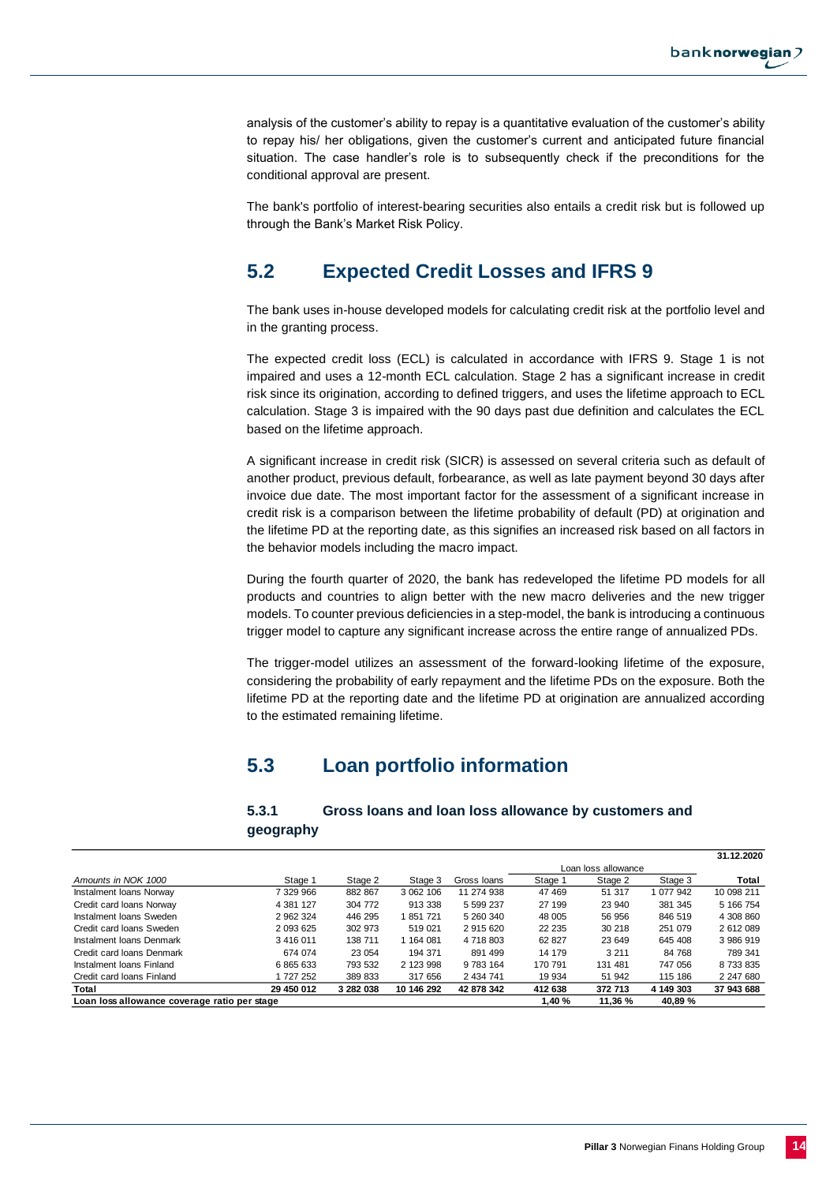analysis of the customer's ability to repay is a quantitative evaluation of the customer's ability to repay his/ her obligations, given the customer's current and anticipated future financial situation. The case handler's role is to subsequently check if the preconditions for the conditional approval are present.

The bank's portfolio of interest-bearing securities also entails a credit risk but is followed up through the Bank's Market Risk Policy.

## 5.2 Expected Credit Losses and IFRS 9

The bank uses in-house developed models for calculating credit risk at the portfolio level and in the granting process.

The expected credit loss (ECL) is calculated in accordance with IFRS 9. Stage 1 is not impaired and uses a 12-month ECL calculation. Stage 2 has a significant increase in credit risk since its origination, according to defined triggers, and uses the lifetime approach to ECL calculation. Stage 3 is impaired with the 90 days past due definition and calculates the ECL based on the lifetime approach.

A significant increase in credit risk (SICR) is assessed on several criteria such as default of another product, previous default, forbearance, as well as late payment beyond 30 days after invoice due date. The most important factor for the assessment of a significant increase in credit risk is a comparison between the lifetime probability of default (PD) at origination and the lifetime PD at the reporting date, as this signifies an increased risk based on all factors in the behavior models including the macro impact.

During the fourth quarter of 2020, the bank has redeveloped the lifetime PD models for all products and countries to align better with the new macro deliveries and the new trigger models. To counter previous deficiencies in a step-model, the bank is introducing a continuous trigger model to capture any significant increase across the entire range of annualized PDs.

The trigger-model utilizes an assessment of the forward-looking lifetime of the exposure, considering the probability of early repayment and the lifetime PDs on the exposure. Both the lifetime PD at the reporting date and the lifetime PD at origination are annualized according to the estimated remaining lifetime.

## 5.3 Loan portfolio information

### 5.3.1 Gross loans and loan loss allowance by customers and geography

| | | | | | | | | 31.12.2020 |
|---|---|---|---|---|---|---|---|---|
| | | | | | Loan loss allowance | | | |
| *Amounts in NOK 1000* | Stage 1 | Stage 2 | Stage 3 | Gross loans | Stage 1 | Stage 2 | Stage 3 | Total |
| Instalment loans Norway | 7 329 966 | 882 867 | 3 062 106 | 11 274 938 | 47 469 | 51 317 | 1 077 942 | 10 098 211 |
| Credit card loans Norway | 4 381 127 | 304 772 | 913 338 | 5 599 237 | 27 199 | 23 940 | 381 345 | 5 166 754 |
| Instalment loans Sweden | 2 962 324 | 446 295 | 1 851 721 | 5 260 340 | 48 005 | 56 956 | 846 519 | 4 308 860 |
| Credit card loans Sweden | 2 093 625 | 302 973 | 519 021 | 2 915 620 | 22 235 | 30 218 | 251 079 | 2 612 089 |
| Instalment loans Denmark | 3 416 011 | 138 711 | 1 164 081 | 4 718 803 | 62 827 | 23 649 | 645 408 | 3 986 919 |
| Credit card loans Denmark | 674 074 | 23 054 | 194 371 | 891 499 | 14 179 | 3 211 | 84 768 | 789 341 |
| Instalment loans Finland | 6 865 633 | 793 532 | 2 123 998 | 9 783 164 | 170 791 | 131 481 | 747 056 | 8 733 835 |
| Credit card loans Finland | 1 727 252 | 389 833 | 317 656 | 2 434 741 | 19 934 | 51 942 | 115 186 | 2 247 680 |
| **Total** | **29 450 012** | **3 282 038** | **10 146 292** | **42 878 342** | **412 638** | **372 713** | **4 149 303** | **37 943 688** |
| **Loan loss allowance coverage ratio per stage** | | | | | **1,40 %** | **11,36 %** | **40,89 %** | |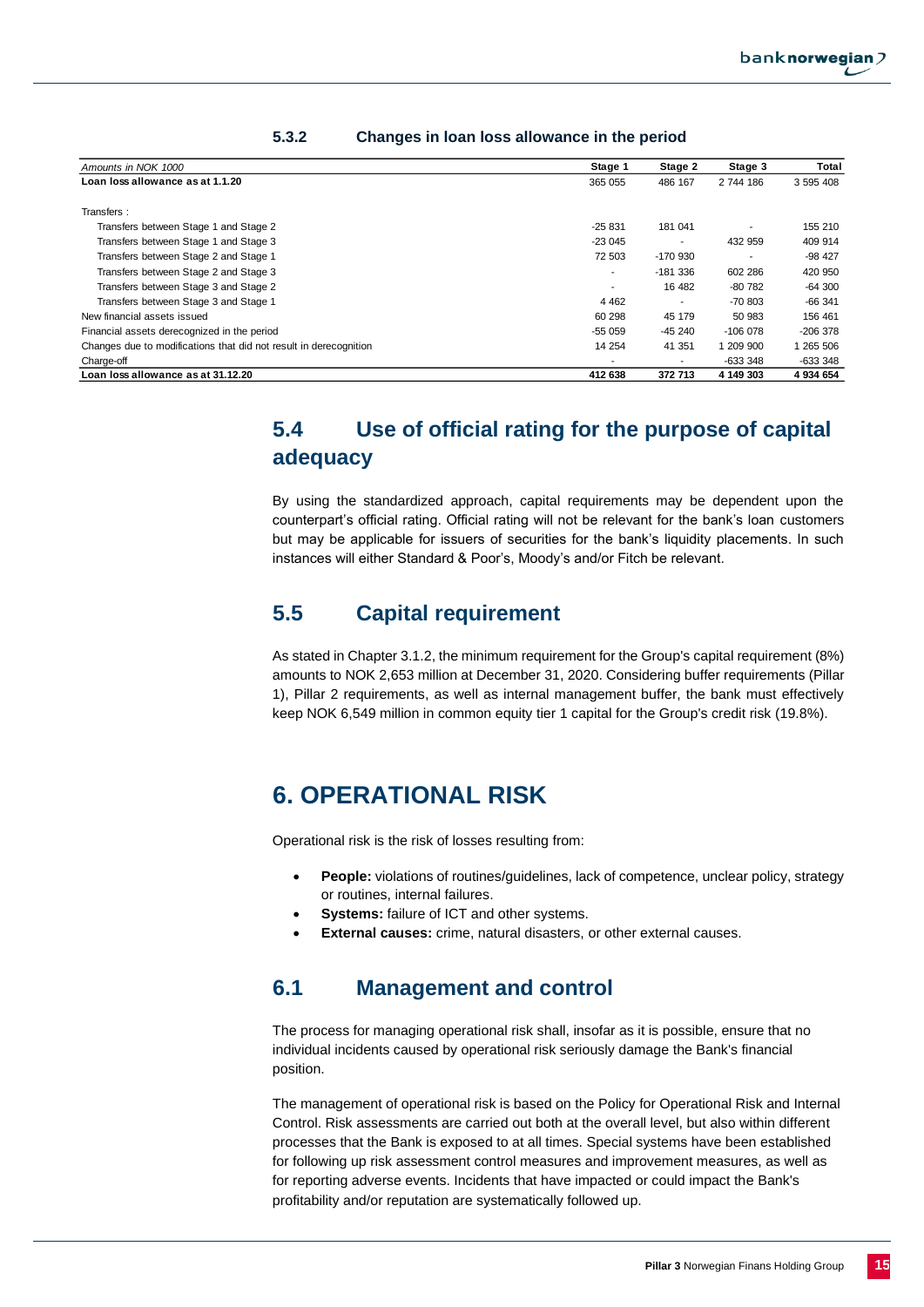### 5.3.2 Changes in loan loss allowance in the period

| *Amounts in NOK 1000* | Stage 1 | Stage 2 | Stage 3 | Total |
|---|---|---|---|---|
| **Loan loss allowance as at 1.1.20** | 365 055 | 486 167 | 2 744 186 | 3 595 408 |
| Transfers : | | | | |
| Transfers between Stage 1 and Stage 2 | -25 831 | 181 041 | - | 155 210 |
| Transfers between Stage 1 and Stage 3 | -23 045 | - | 432 959 | 409 914 |
| Transfers between Stage 2 and Stage 1 | 72 503 | -170 930 | - | -98 427 |
| Transfers between Stage 2 and Stage 3 | - | -181 336 | 602 286 | 420 950 |
| Transfers between Stage 3 and Stage 2 | - | 16 482 | -80 782 | -64 300 |
| Transfers between Stage 3 and Stage 1 | 4 462 | - | -70 803 | -66 341 |
| New financial assets issued | 60 298 | 45 179 | 50 983 | 156 461 |
| Financial assets derecognized in the period | -55 059 | -45 240 | -106 078 | -206 378 |
| Changes due to modifications that did not result in derecognition | 14 254 | 41 351 | 1 209 900 | 1 265 506 |
| Charge-off | - | - | -633 348 | -633 348 |
| **Loan loss allowance as at 31.12.20** | **412 638** | **372 713** | **4 149 303** | **4 934 654** |

## 5.4 Use of official rating for the purpose of capital adequacy

By using the standardized approach, capital requirements may be dependent upon the counterpart's official rating. Official rating will not be relevant for the bank's loan customers but may be applicable for issuers of securities for the bank's liquidity placements. In such instances will either Standard & Poor's, Moody's and/or Fitch be relevant.

## 5.5 Capital requirement

As stated in Chapter 3.1.2, the minimum requirement for the Group's capital requirement (8%) amounts to NOK 2,653 million at December 31, 2020. Considering buffer requirements (Pillar 1), Pillar 2 requirements, as well as internal management buffer, the bank must effectively keep NOK 6,549 million in common equity tier 1 capital for the Group's credit risk (19.8%).

# 6. OPERATIONAL RISK

Operational risk is the risk of losses resulting from:

- **People:** violations of routines/guidelines, lack of competence, unclear policy, strategy or routines, internal failures.
- **Systems:** failure of ICT and other systems.
- **External causes:** crime, natural disasters, or other external causes.

## 6.1 Management and control

The process for managing operational risk shall, insofar as it is possible, ensure that no individual incidents caused by operational risk seriously damage the Bank's financial position.

The management of operational risk is based on the Policy for Operational Risk and Internal Control. Risk assessments are carried out both at the overall level, but also within different processes that the Bank is exposed to at all times. Special systems have been established for following up risk assessment control measures and improvement measures, as well as for reporting adverse events. Incidents that have impacted or could impact the Bank's profitability and/or reputation are systematically followed up.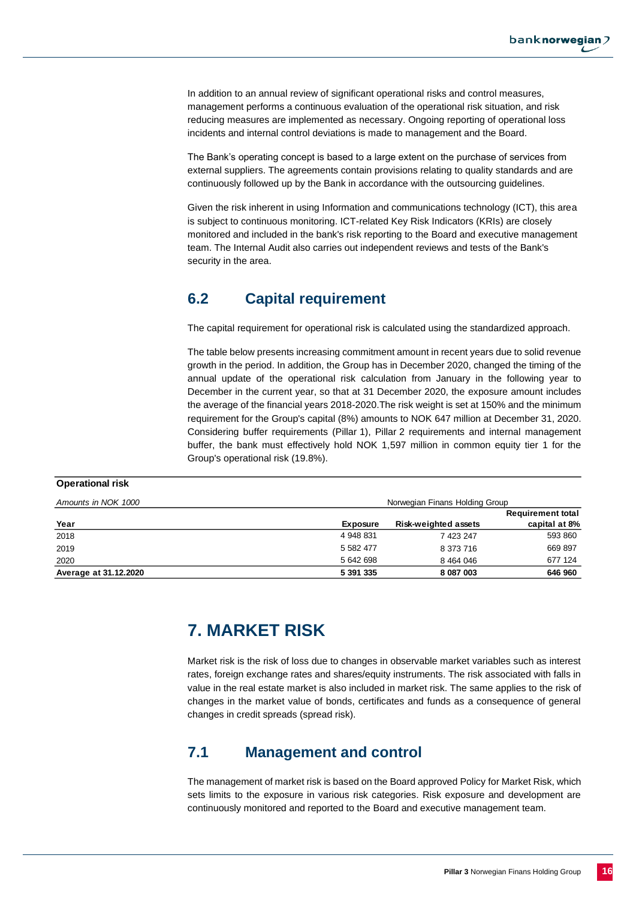In addition to an annual review of significant operational risks and control measures, management performs a continuous evaluation of the operational risk situation, and risk reducing measures are implemented as necessary. Ongoing reporting of operational loss incidents and internal control deviations is made to management and the Board.

The Bank's operating concept is based to a large extent on the purchase of services from external suppliers. The agreements contain provisions relating to quality standards and are continuously followed up by the Bank in accordance with the outsourcing guidelines.

Given the risk inherent in using Information and communications technology (ICT), this area is subject to continuous monitoring. ICT-related Key Risk Indicators (KRIs) are closely monitored and included in the bank's risk reporting to the Board and executive management team. The Internal Audit also carries out independent reviews and tests of the Bank's security in the area.

## 6.2 Capital requirement

The capital requirement for operational risk is calculated using the standardized approach.

The table below presents increasing commitment amount in recent years due to solid revenue growth in the period. In addition, the Group has in December 2020, changed the timing of the annual update of the operational risk calculation from January in the following year to December in the current year, so that at 31 December 2020, the exposure amount includes the average of the financial years 2018-2020.The risk weight is set at 150% and the minimum requirement for the Group's capital (8%) amounts to NOK 647 million at December 31, 2020. Considering buffer requirements (Pillar 1), Pillar 2 requirements and internal management buffer, the bank must effectively hold NOK 1,597 million in common equity tier 1 for the Group's operational risk (19.8%).

**Operational risk**

| *Amounts in NOK 1000* | Norwegian Finans Holding Group | | |
|---|---|---|---|
| **Year** | **Exposure** | **Risk-weighted assets** | **Requirement total capital at 8%** |
| 2018 | 4 948 831 | 7 423 247 | 593 860 |
| 2019 | 5 582 477 | 8 373 716 | 669 897 |
| 2020 | 5 642 698 | 8 464 046 | 677 124 |
| **Average at 31.12.2020** | **5 391 335** | **8 087 003** | **646 960** |

# 7. MARKET RISK

Market risk is the risk of loss due to changes in observable market variables such as interest rates, foreign exchange rates and shares/equity instruments. The risk associated with falls in value in the real estate market is also included in market risk. The same applies to the risk of changes in the market value of bonds, certificates and funds as a consequence of general changes in credit spreads (spread risk).

## 7.1 Management and control

The management of market risk is based on the Board approved Policy for Market Risk, which sets limits to the exposure in various risk categories. Risk exposure and development are continuously monitored and reported to the Board and executive management team.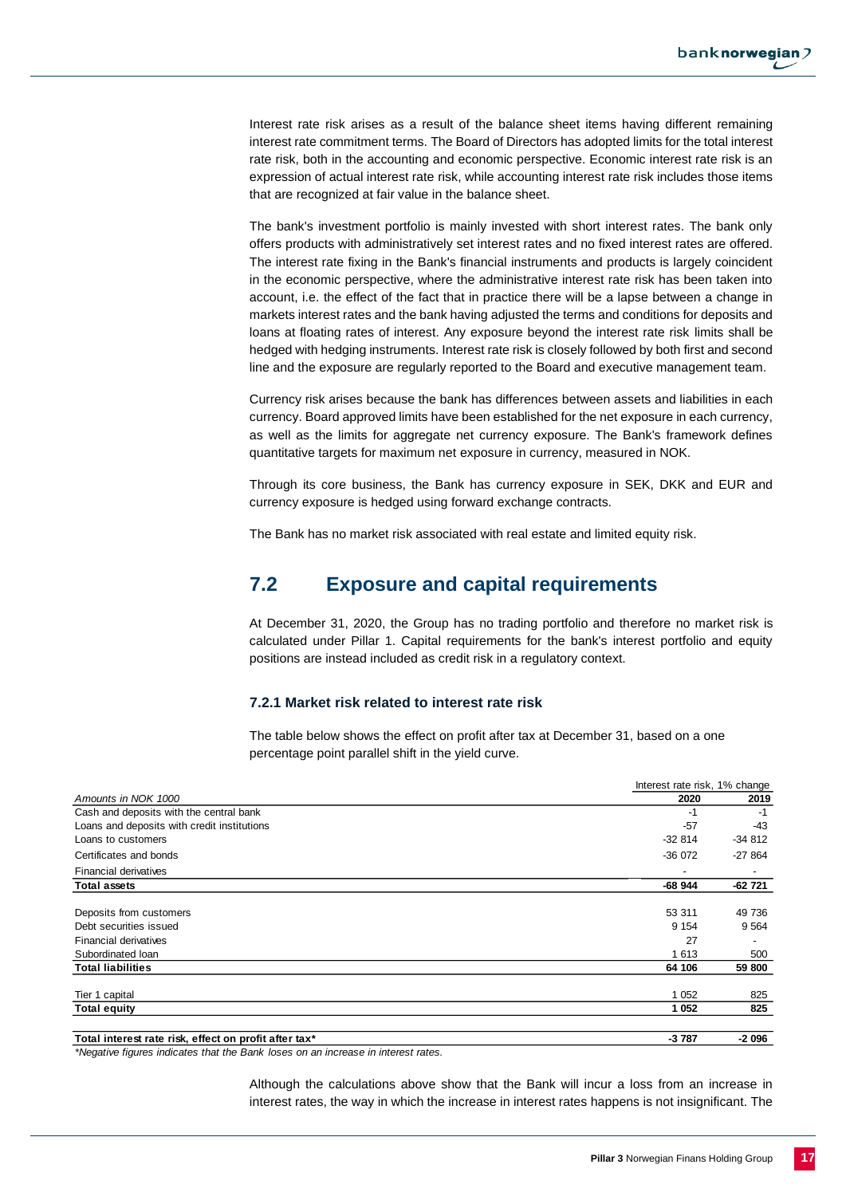Interest rate risk arises as a result of the balance sheet items having different remaining interest rate commitment terms. The Board of Directors has adopted limits for the total interest rate risk, both in the accounting and economic perspective. Economic interest rate risk is an expression of actual interest rate risk, while accounting interest rate risk includes those items that are recognized at fair value in the balance sheet.

The bank's investment portfolio is mainly invested with short interest rates. The bank only offers products with administratively set interest rates and no fixed interest rates are offered. The interest rate fixing in the Bank's financial instruments and products is largely coincident in the economic perspective, where the administrative interest rate risk has been taken into account, i.e. the effect of the fact that in practice there will be a lapse between a change in markets interest rates and the bank having adjusted the terms and conditions for deposits and loans at floating rates of interest. Any exposure beyond the interest rate risk limits shall be hedged with hedging instruments. Interest rate risk is closely followed by both first and second line and the exposure are regularly reported to the Board and executive management team.

Currency risk arises because the bank has differences between assets and liabilities in each currency. Board approved limits have been established for the net exposure in each currency, as well as the limits for aggregate net currency exposure. The Bank's framework defines quantitative targets for maximum net exposure in currency, measured in NOK.

Through its core business, the Bank has currency exposure in SEK, DKK and EUR and currency exposure is hedged using forward exchange contracts.

The Bank has no market risk associated with real estate and limited equity risk.

## 7.2 Exposure and capital requirements

At December 31, 2020, the Group has no trading portfolio and therefore no market risk is calculated under Pillar 1. Capital requirements for the bank's interest portfolio and equity positions are instead included as credit risk in a regulatory context.

### 7.2.1 Market risk related to interest rate risk

The table below shows the effect on profit after tax at December 31, based on a one percentage point parallel shift in the yield curve.

| | Interest rate risk, 1% change | |
|---|---|---|
| *Amounts in NOK 1000* | **2020** | **2019** |
| Cash and deposits with the central bank | -1 | -1 |
| Loans and deposits with credit institutions | -57 | -43 |
| Loans to customers | -32 814 | -34 812 |
| Certificates and bonds | -36 072 | -27 864 |
| Financial derivatives | - | - |
| **Total assets** | **-68 944** | **-62 721** |
| | | |
| Deposits from customers | 53 311 | 49 736 |
| Debt securities issued | 9 154 | 9 564 |
| Financial derivatives | 27 | - |
| Subordinated loan | 1 613 | 500 |
| **Total liabilities** | **64 106** | **59 800** |
| | | |
| Tier 1 capital | 1 052 | 825 |
| **Total equity** | **1 052** | **825** |
| | | |
| **Total interest rate risk, effect on profit after tax*** | **-3 787** | **-2 096** |

*\*Negative figures indicates that the Bank loses on an increase in interest rates.*

Although the calculations above show that the Bank will incur a loss from an increase in interest rates, the way in which the increase in interest rates happens is not insignificant. The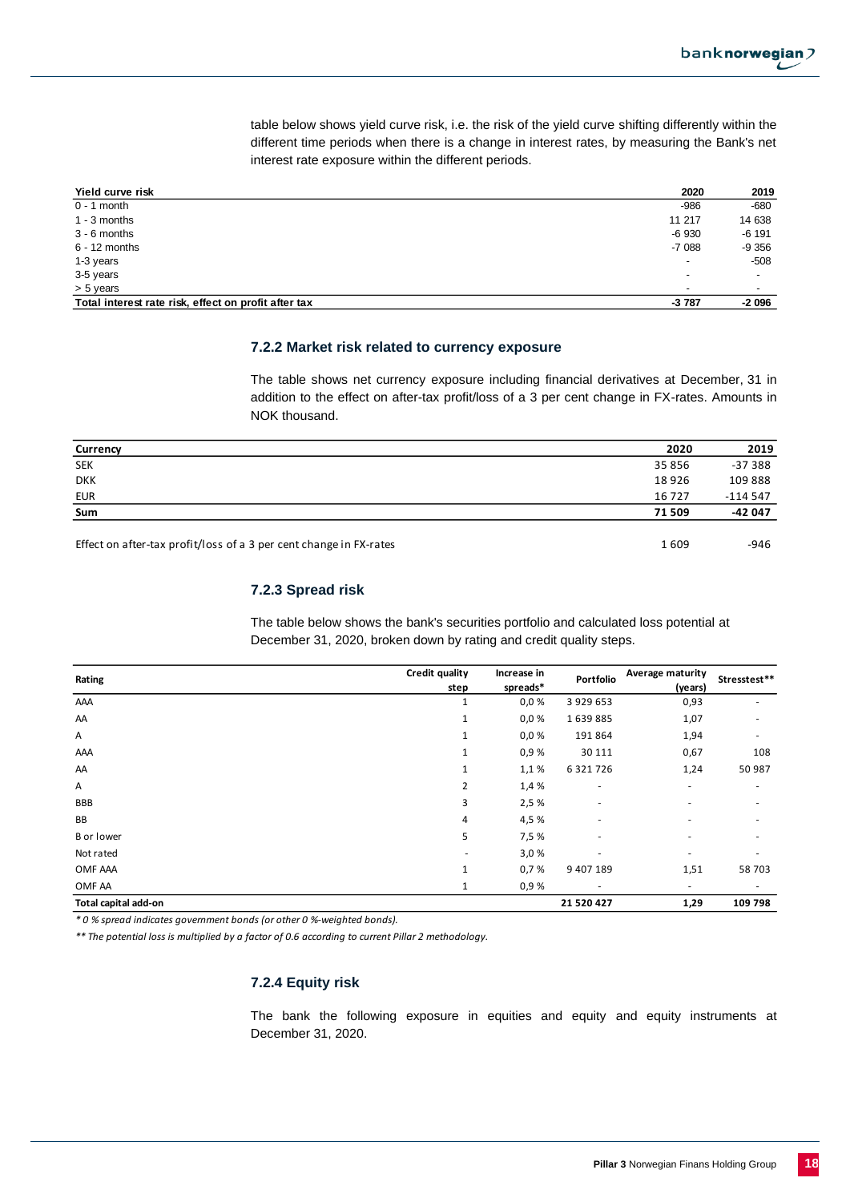table below shows yield curve risk, i.e. the risk of the yield curve shifting differently within the different time periods when there is a change in interest rates, by measuring the Bank's net interest rate exposure within the different periods.

| Yield curve risk | 2020 | 2019 |
|---|---|---|
| 0 - 1 month | -986 | -680 |
| 1 - 3 months | 11 217 | 14 638 |
| 3 - 6 months | -6 930 | -6 191 |
| 6 - 12 months | -7 088 | -9 356 |
| 1-3 years | - | -508 |
| 3-5 years | - | - |
| > 5 years | - | - |
| **Total interest rate risk, effect on profit after tax** | **-3 787** | **-2 096** |

### 7.2.2 Market risk related to currency exposure

The table shows net currency exposure including financial derivatives at December, 31 in addition to the effect on after-tax profit/loss of a 3 per cent change in FX-rates. Amounts in NOK thousand.

| Currency | 2020 | 2019 |
|---|---|---|
| SEK | 35 856 | -37 388 |
| DKK | 18 926 | 109 888 |
| EUR | 16 727 | -114 547 |
| **Sum** | **71 509** | **-42 047** |
| | | |
| Effect on after-tax profit/loss of a 3 per cent change in FX-rates | 1 609 | -946 |

### 7.2.3 Spread risk

The table below shows the bank's securities portfolio and calculated loss potential at December 31, 2020, broken down by rating and credit quality steps.

| Rating | Credit quality step | Increase in spreads* | Portfolio | Average maturity (years) | Stresstest** |
|---|---|---|---|---|---|
| AAA | 1 | 0,0 % | 3 929 653 | 0,93 | - |
| AA | 1 | 0,0 % | 1 639 885 | 1,07 | - |
| A | 1 | 0,0 % | 191 864 | 1,94 | - |
| AAA | 1 | 0,9 % | 30 111 | 0,67 | 108 |
| AA | 1 | 1,1 % | 6 321 726 | 1,24 | 50 987 |
| A | 2 | 1,4 % | - | - | - |
| BBB | 3 | 2,5 % | - | - | - |
| BB | 4 | 4,5 % | - | - | - |
| B or lower | 5 | 7,5 % | - | - | - |
| Not rated | - | 3,0 % | - | - | - |
| OMF AAA | 1 | 0,7 % | 9 407 189 | 1,51 | 58 703 |
| OMF AA | 1 | 0,9 % | - | - | - |
| **Total capital add-on** | | | **21 520 427** | **1,29** | **109 798** |

*\* 0 % spread indicates government bonds (or other 0 %-weighted bonds).*

*\*\* The potential loss is multiplied by a factor of 0.6 according to current Pillar 2 methodology.*

### 7.2.4 Equity risk

The bank the following exposure in equities and equity and equity instruments at December 31, 2020.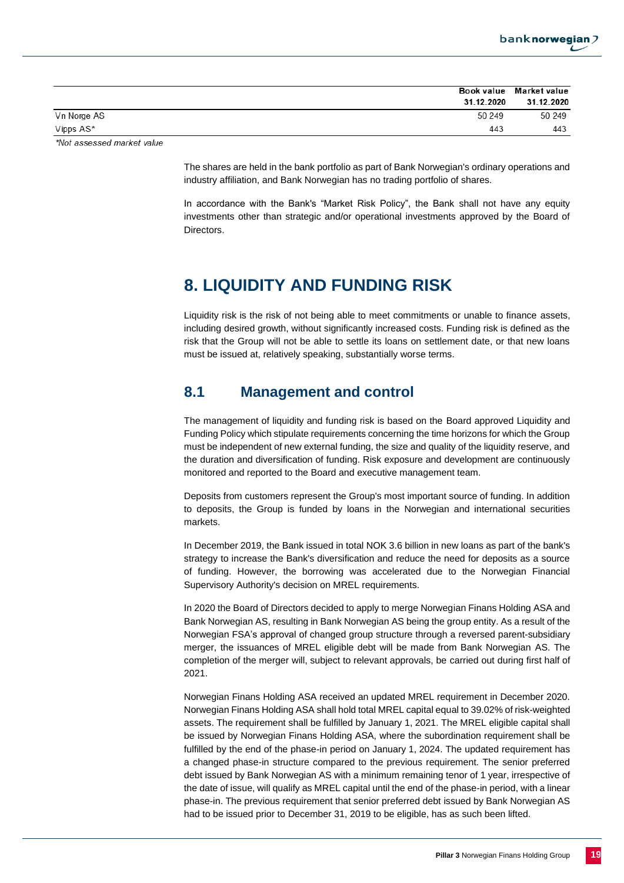| | Book value 31.12.2020 | Market value 31.12.2020 |
|---|---|---|
| Vn Norge AS | 50 249 | 50 249 |
| Vipps AS* | 443 | 443 |

*Not assessed market value*

The shares are held in the bank portfolio as part of Bank Norwegian's ordinary operations and industry affiliation, and Bank Norwegian has no trading portfolio of shares.

In accordance with the Bank's "Market Risk Policy", the Bank shall not have any equity investments other than strategic and/or operational investments approved by the Board of Directors.

# 8. LIQUIDITY AND FUNDING RISK

Liquidity risk is the risk of not being able to meet commitments or unable to finance assets, including desired growth, without significantly increased costs. Funding risk is defined as the risk that the Group will not be able to settle its loans on settlement date, or that new loans must be issued at, relatively speaking, substantially worse terms.

## 8.1 Management and control

The management of liquidity and funding risk is based on the Board approved Liquidity and Funding Policy which stipulate requirements concerning the time horizons for which the Group must be independent of new external funding, the size and quality of the liquidity reserve, and the duration and diversification of funding. Risk exposure and development are continuously monitored and reported to the Board and executive management team.

Deposits from customers represent the Group's most important source of funding. In addition to deposits, the Group is funded by loans in the Norwegian and international securities markets.

In December 2019, the Bank issued in total NOK 3.6 billion in new loans as part of the bank's strategy to increase the Bank's diversification and reduce the need for deposits as a source of funding. However, the borrowing was accelerated due to the Norwegian Financial Supervisory Authority's decision on MREL requirements.

In 2020 the Board of Directors decided to apply to merge Norwegian Finans Holding ASA and Bank Norwegian AS, resulting in Bank Norwegian AS being the group entity. As a result of the Norwegian FSA's approval of changed group structure through a reversed parent-subsidiary merger, the issuances of MREL eligible debt will be made from Bank Norwegian AS. The completion of the merger will, subject to relevant approvals, be carried out during first half of 2021.

Norwegian Finans Holding ASA received an updated MREL requirement in December 2020. Norwegian Finans Holding ASA shall hold total MREL capital equal to 39.02% of risk-weighted assets. The requirement shall be fulfilled by January 1, 2021. The MREL eligible capital shall be issued by Norwegian Finans Holding ASA, where the subordination requirement shall be fulfilled by the end of the phase-in period on January 1, 2024. The updated requirement has a changed phase-in structure compared to the previous requirement. The senior preferred debt issued by Bank Norwegian AS with a minimum remaining tenor of 1 year, irrespective of the date of issue, will qualify as MREL capital until the end of the phase-in period, with a linear phase-in. The previous requirement that senior preferred debt issued by Bank Norwegian AS had to be issued prior to December 31, 2019 to be eligible, has as such been lifted.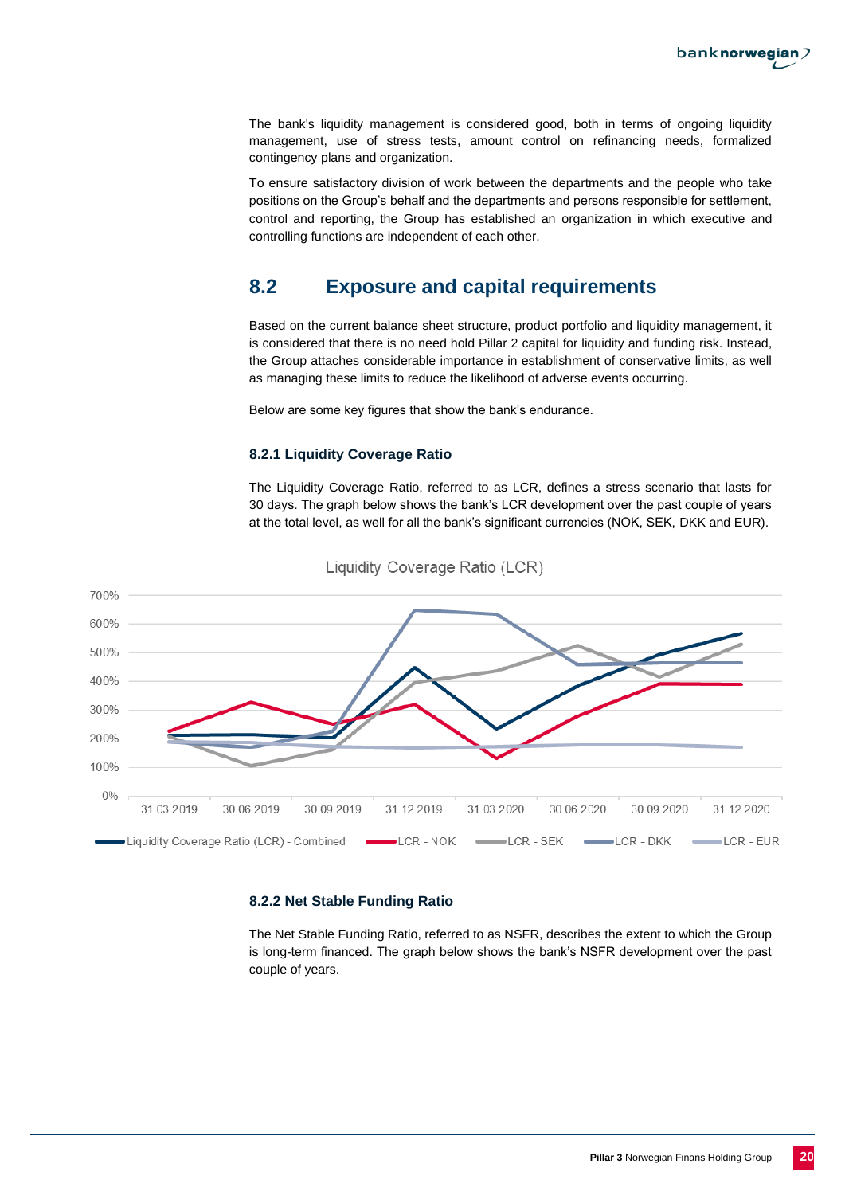The bank's liquidity management is considered good, both in terms of ongoing liquidity management, use of stress tests, amount control on refinancing needs, formalized contingency plans and organization.

To ensure satisfactory division of work between the departments and the people who take positions on the Group's behalf and the departments and persons responsible for settlement, control and reporting, the Group has established an organization in which executive and controlling functions are independent of each other.

## 8.2 Exposure and capital requirements

Based on the current balance sheet structure, product portfolio and liquidity management, it is considered that there is no need hold Pillar 2 capital for liquidity and funding risk. Instead, the Group attaches considerable importance in establishment of conservative limits, as well as managing these limits to reduce the likelihood of adverse events occurring.

Below are some key figures that show the bank's endurance.

### 8.2.1 Liquidity Coverage Ratio

The Liquidity Coverage Ratio, referred to as LCR, defines a stress scenario that lasts for 30 days. The graph below shows the bank's LCR development over the past couple of years at the total level, as well for all the bank's significant currencies (NOK, SEK, DKK and EUR).

Liquidity Coverage Ratio (LCR)

Legend: Liquidity Coverage Ratio (LCR) - Combined; LCR - NOK; LCR - SEK; LCR - DKK; LCR - EUR

X-axis: 31.03.2019, 30.06.2019, 30.09.2019, 31.12.2019, 31.03.2020, 30.06.2020, 30.09.2020, 31.12.2020

Y-axis: 0%, 100%, 200%, 300%, 400%, 500%, 600%, 700%

### 8.2.2 Net Stable Funding Ratio

The Net Stable Funding Ratio, referred to as NSFR, describes the extent to which the Group is long-term financed. The graph below shows the bank's NSFR development over the past couple of years.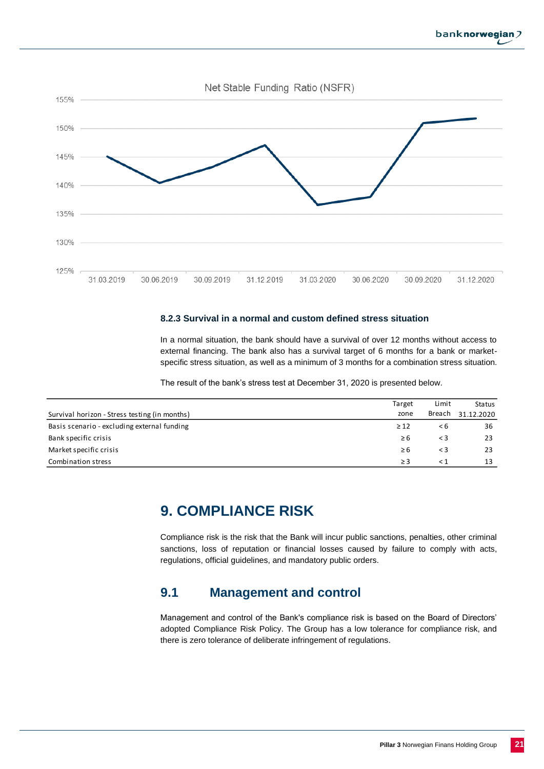Net Stable Funding Ratio (NSFR)

### 8.2.3 Survival in a normal and custom defined stress situation

In a normal situation, the bank should have a survival of over 12 months without access to external financing. The bank also has a survival target of 6 months for a bank or market-specific stress situation, as well as a minimum of 3 months for a combination stress situation.

The result of the bank's stress test at December 31, 2020 is presented below.

| Survival horizon - Stress testing (in months) | Target zone | Limit Breach | Status 31.12.2020 |
|---|---|---|---|
| Basis scenario - excluding external funding | ≥ 12 | < 6 | 36 |
| Bank specific crisis | ≥ 6 | < 3 | 23 |
| Market specific crisis | ≥ 6 | < 3 | 23 |
| Combination stress | ≥ 3 | < 1 | 13 |

# 9. COMPLIANCE RISK

Compliance risk is the risk that the Bank will incur public sanctions, penalties, other criminal sanctions, loss of reputation or financial losses caused by failure to comply with acts, regulations, official guidelines, and mandatory public orders.

## 9.1 Management and control

Management and control of the Bank's compliance risk is based on the Board of Directors' adopted Compliance Risk Policy. The Group has a low tolerance for compliance risk, and there is zero tolerance of deliberate infringement of regulations.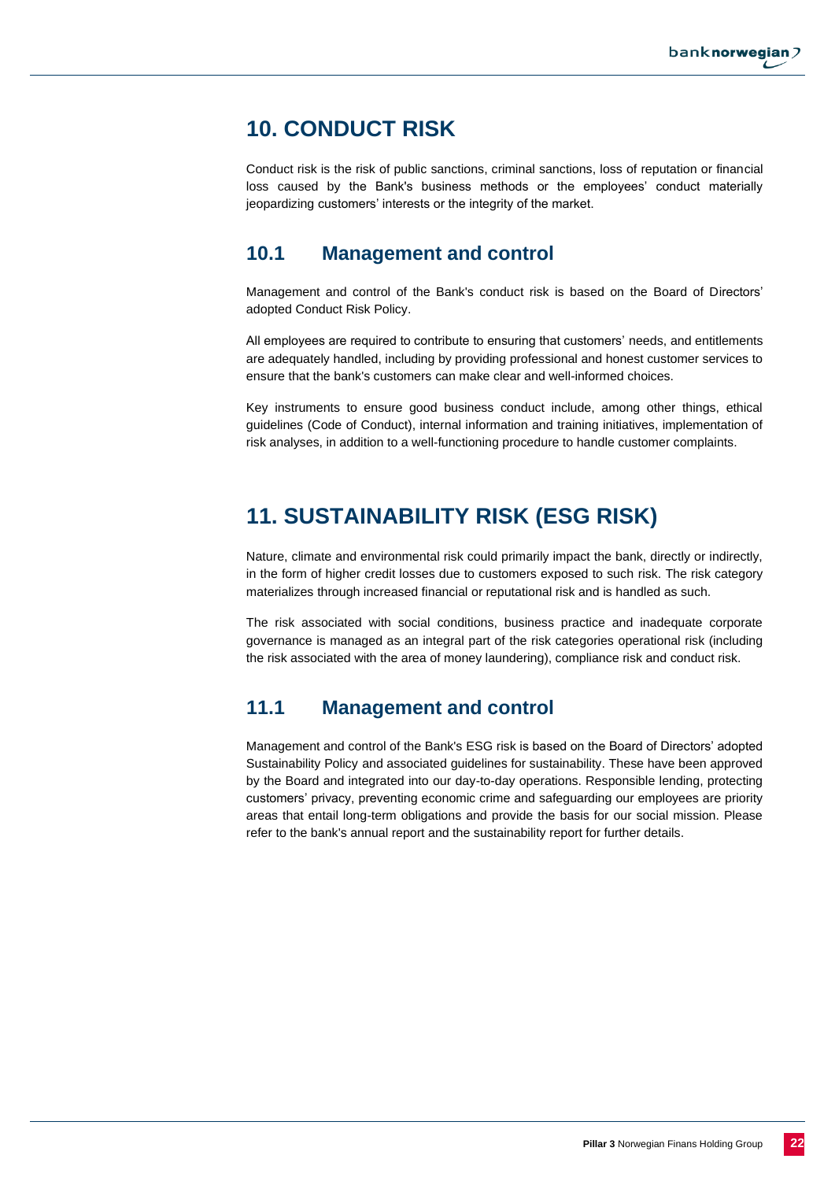# 10. CONDUCT RISK

Conduct risk is the risk of public sanctions, criminal sanctions, loss of reputation or financial loss caused by the Bank's business methods or the employees' conduct materially jeopardizing customers' interests or the integrity of the market.

## 10.1 Management and control

Management and control of the Bank's conduct risk is based on the Board of Directors' adopted Conduct Risk Policy.

All employees are required to contribute to ensuring that customers' needs, and entitlements are adequately handled, including by providing professional and honest customer services to ensure that the bank's customers can make clear and well-informed choices.

Key instruments to ensure good business conduct include, among other things, ethical guidelines (Code of Conduct), internal information and training initiatives, implementation of risk analyses, in addition to a well-functioning procedure to handle customer complaints.

# 11. SUSTAINABILITY RISK (ESG RISK)

Nature, climate and environmental risk could primarily impact the bank, directly or indirectly, in the form of higher credit losses due to customers exposed to such risk. The risk category materializes through increased financial or reputational risk and is handled as such.

The risk associated with social conditions, business practice and inadequate corporate governance is managed as an integral part of the risk categories operational risk (including the risk associated with the area of money laundering), compliance risk and conduct risk.

## 11.1 Management and control

Management and control of the Bank's ESG risk is based on the Board of Directors' adopted Sustainability Policy and associated guidelines for sustainability. These have been approved by the Board and integrated into our day-to-day operations. Responsible lending, protecting customers' privacy, preventing economic crime and safeguarding our employees are priority areas that entail long-term obligations and provide the basis for our social mission. Please refer to the bank's annual report and the sustainability report for further details.